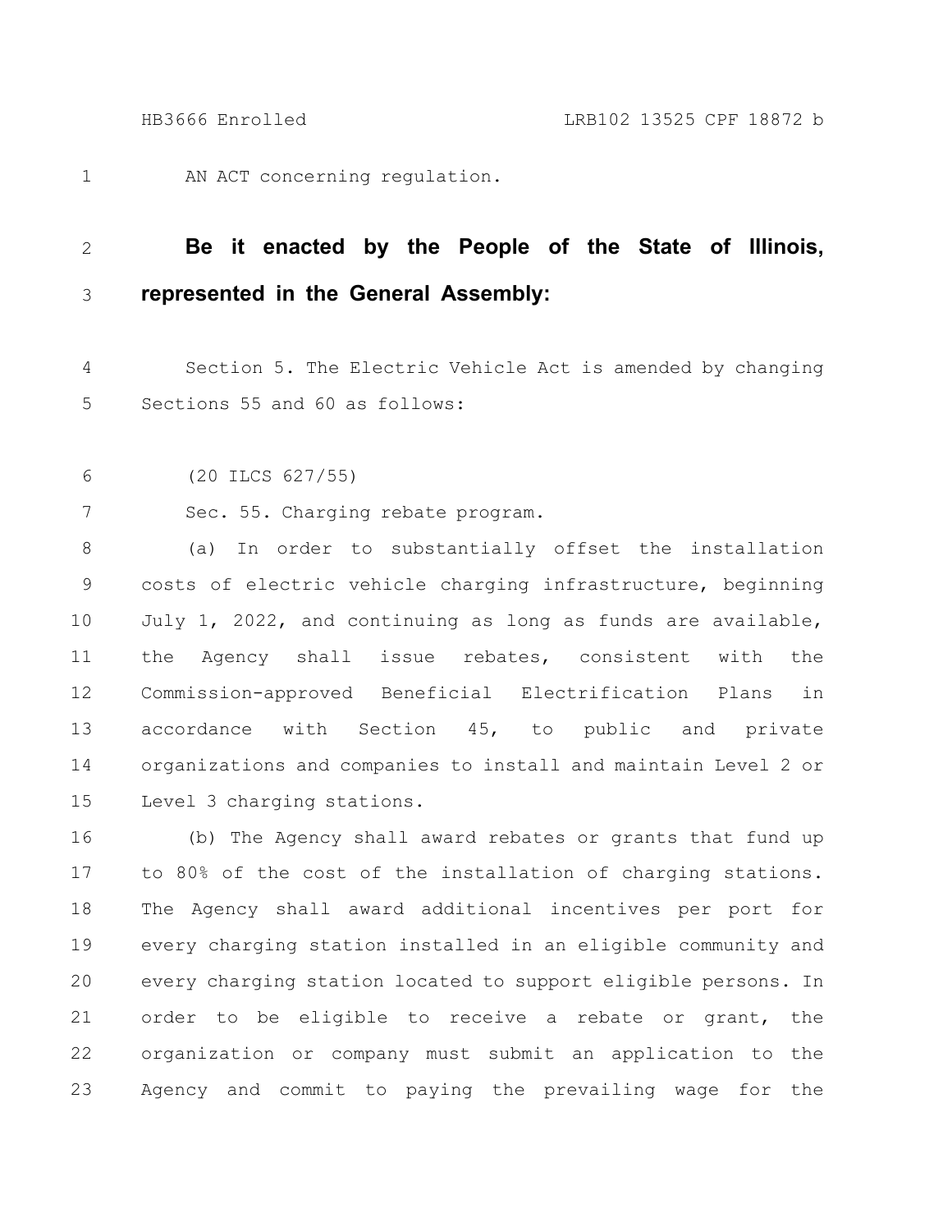AN ACT concerning regulation.

**Be it enacted by the People of the State of Illinois, represented in the General Assembly:**

Section 5. The Electric Vehicle Act is amended by changing Sections 55 and 60 as follows:

(20 ILCS 627/55)

Sec. 55. Charging rebate program.

(a) In order to substantially offset the installation costs of electric vehicle charging infrastructure, beginning July 1, 2022, and continuing as long as funds are available, the Agency shall issue rebates, consistent with the Commission-approved Beneficial Electrification Plans in accordance with Section 45, to public and private organizations and companies to install and maintain Level 2 or Level 3 charging stations.

(b) The Agency shall award rebates or grants that fund up to 80% of the cost of the installation of charging stations. The Agency shall award additional incentives per port for every charging station installed in an eligible community and every charging station located to support eligible persons. In order to be eligible to receive a rebate or grant, the organization or company must submit an application to the Agency and commit to paying the prevailing wage for the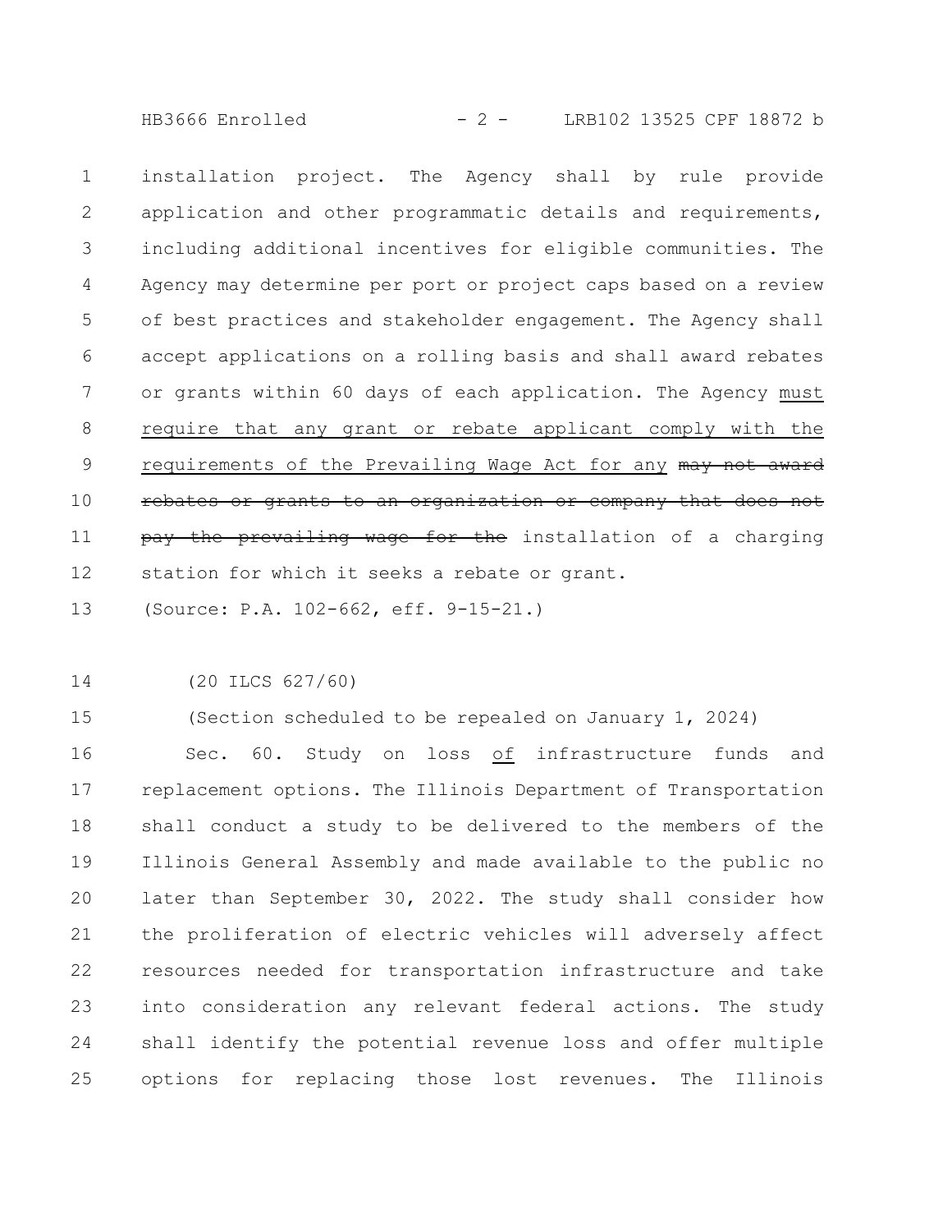installation project. The Agency shall by rule provide application and other programmatic details and requirements, including additional incentives for eligible communities. The Agency may determine per port or project caps based on a review of best practices and stakeholder engagement. The Agency shall accept applications on a rolling basis and shall award rebates or grants within 60 days of each application. The Agency <u>must require that any grant or rebate applicant comply with the requirements of the Prevailing Wage Act for any</u> ~~may not award rebates or grants to an organization or company that does not pay the prevailing wage for the~~ installation of a charging station for which it seeks a rebate or grant.

(Source: P.A. 102-662, eff. 9-15-21.)

(20 ILCS 627/60)

(Section scheduled to be repealed on January 1, 2024)

Sec. 60. Study on loss <u>of</u> infrastructure funds and replacement options. The Illinois Department of Transportation shall conduct a study to be delivered to the members of the Illinois General Assembly and made available to the public no later than September 30, 2022. The study shall consider how the proliferation of electric vehicles will adversely affect resources needed for transportation infrastructure and take into consideration any relevant federal actions. The study shall identify the potential revenue loss and offer multiple options for replacing those lost revenues. The Illinois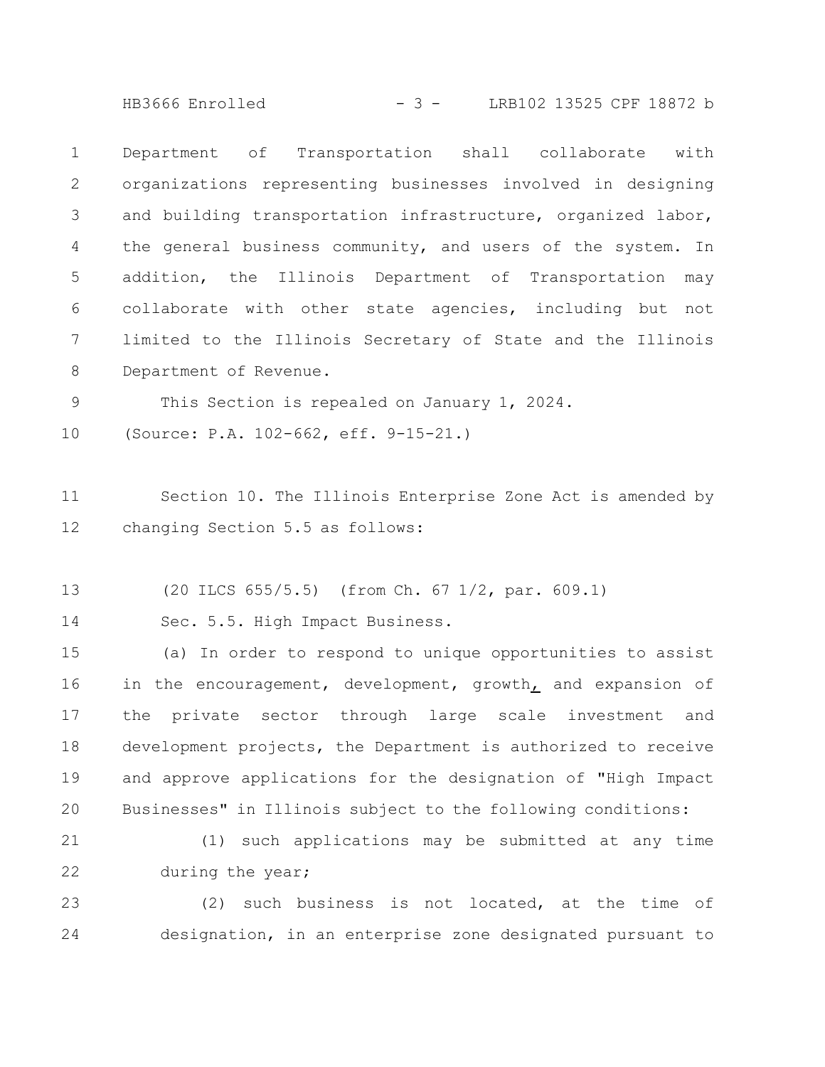Department of Transportation shall collaborate with organizations representing businesses involved in designing and building transportation infrastructure, organized labor, the general business community, and users of the system. In addition, the Illinois Department of Transportation may collaborate with other state agencies, including but not limited to the Illinois Secretary of State and the Illinois Department of Revenue.

This Section is repealed on January 1, 2024.

(Source: P.A. 102-662, eff. 9-15-21.)

Section 10. The Illinois Enterprise Zone Act is amended by changing Section 5.5 as follows:

(20 ILCS 655/5.5) (from Ch. 67 1/2, par. 609.1)

Sec. 5.5. High Impact Business.

(a) In order to respond to unique opportunities to assist in the encouragement, development, growth, and expansion of the private sector through large scale investment and development projects, the Department is authorized to receive and approve applications for the designation of "High Impact Businesses" in Illinois subject to the following conditions:

(1) such applications may be submitted at any time during the year;

(2) such business is not located, at the time of designation, in an enterprise zone designated pursuant to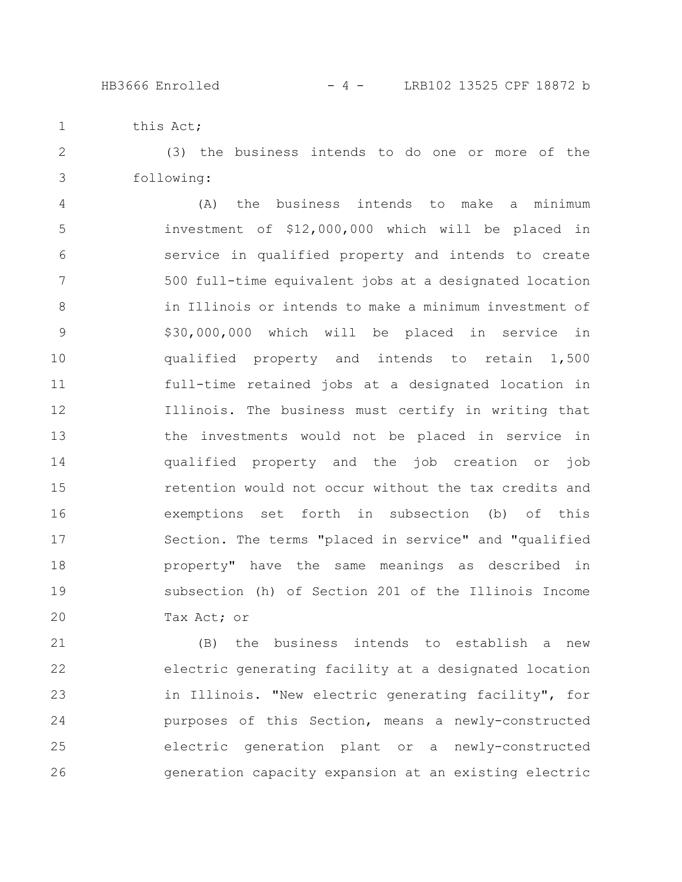this Act;

(3) the business intends to do one or more of the following:

(A) the business intends to make a minimum investment of $12,000,000 which will be placed in service in qualified property and intends to create 500 full-time equivalent jobs at a designated location in Illinois or intends to make a minimum investment of $30,000,000 which will be placed in service in qualified property and intends to retain 1,500 full-time retained jobs at a designated location in Illinois. The business must certify in writing that the investments would not be placed in service in qualified property and the job creation or job retention would not occur without the tax credits and exemptions set forth in subsection (b) of this Section. The terms "placed in service" and "qualified property" have the same meanings as described in subsection (h) of Section 201 of the Illinois Income Tax Act; or

(B) the business intends to establish a new electric generating facility at a designated location in Illinois. "New electric generating facility", for purposes of this Section, means a newly-constructed electric generation plant or a newly-constructed generation capacity expansion at an existing electric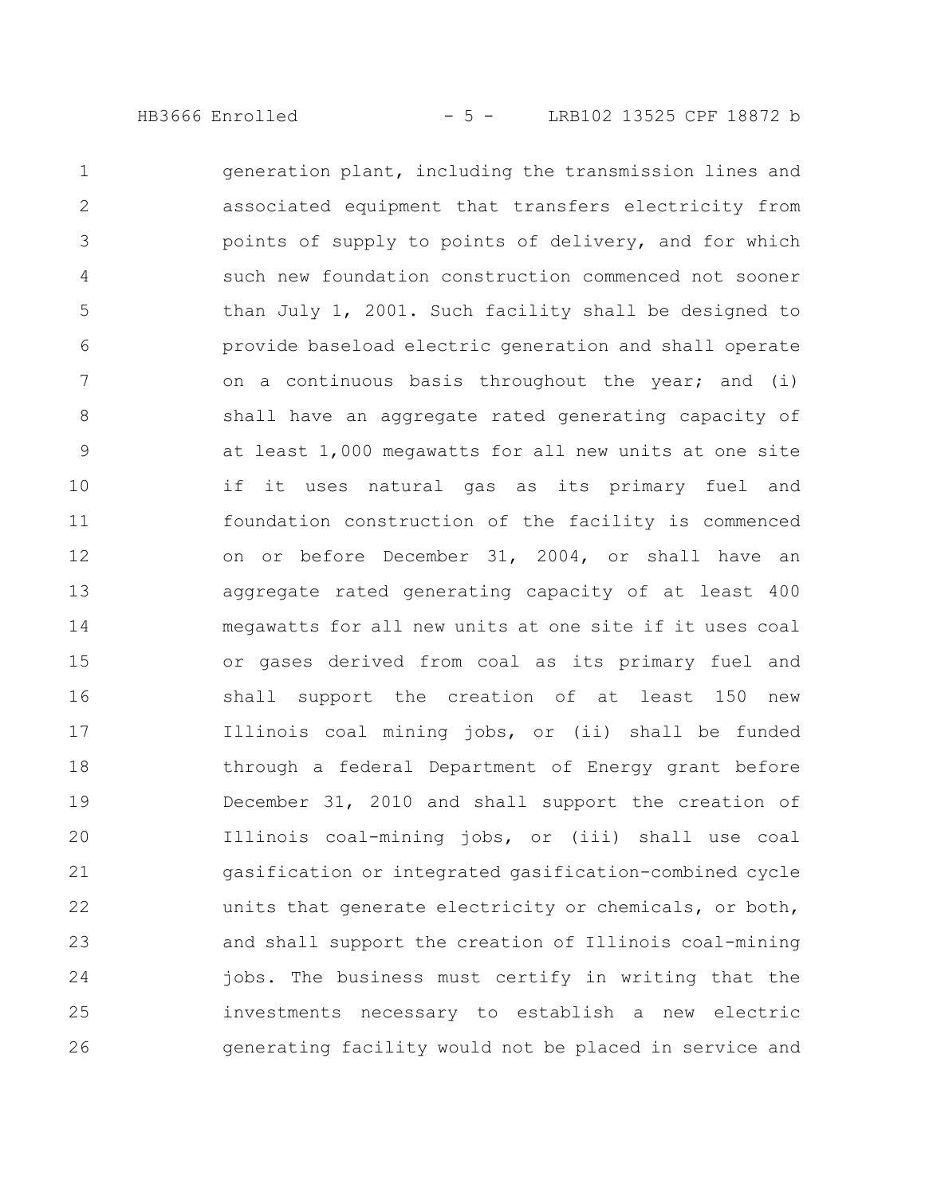generation plant, including the transmission lines and associated equipment that transfers electricity from points of supply to points of delivery, and for which such new foundation construction commenced not sooner than July 1, 2001. Such facility shall be designed to provide baseload electric generation and shall operate on a continuous basis throughout the year; and (i) shall have an aggregate rated generating capacity of at least 1,000 megawatts for all new units at one site if it uses natural gas as its primary fuel and foundation construction of the facility is commenced on or before December 31, 2004, or shall have an aggregate rated generating capacity of at least 400 megawatts for all new units at one site if it uses coal or gases derived from coal as its primary fuel and shall support the creation of at least 150 new Illinois coal mining jobs, or (ii) shall be funded through a federal Department of Energy grant before December 31, 2010 and shall support the creation of Illinois coal-mining jobs, or (iii) shall use coal gasification or integrated gasification-combined cycle units that generate electricity or chemicals, or both, and shall support the creation of Illinois coal-mining jobs. The business must certify in writing that the investments necessary to establish a new electric generating facility would not be placed in service and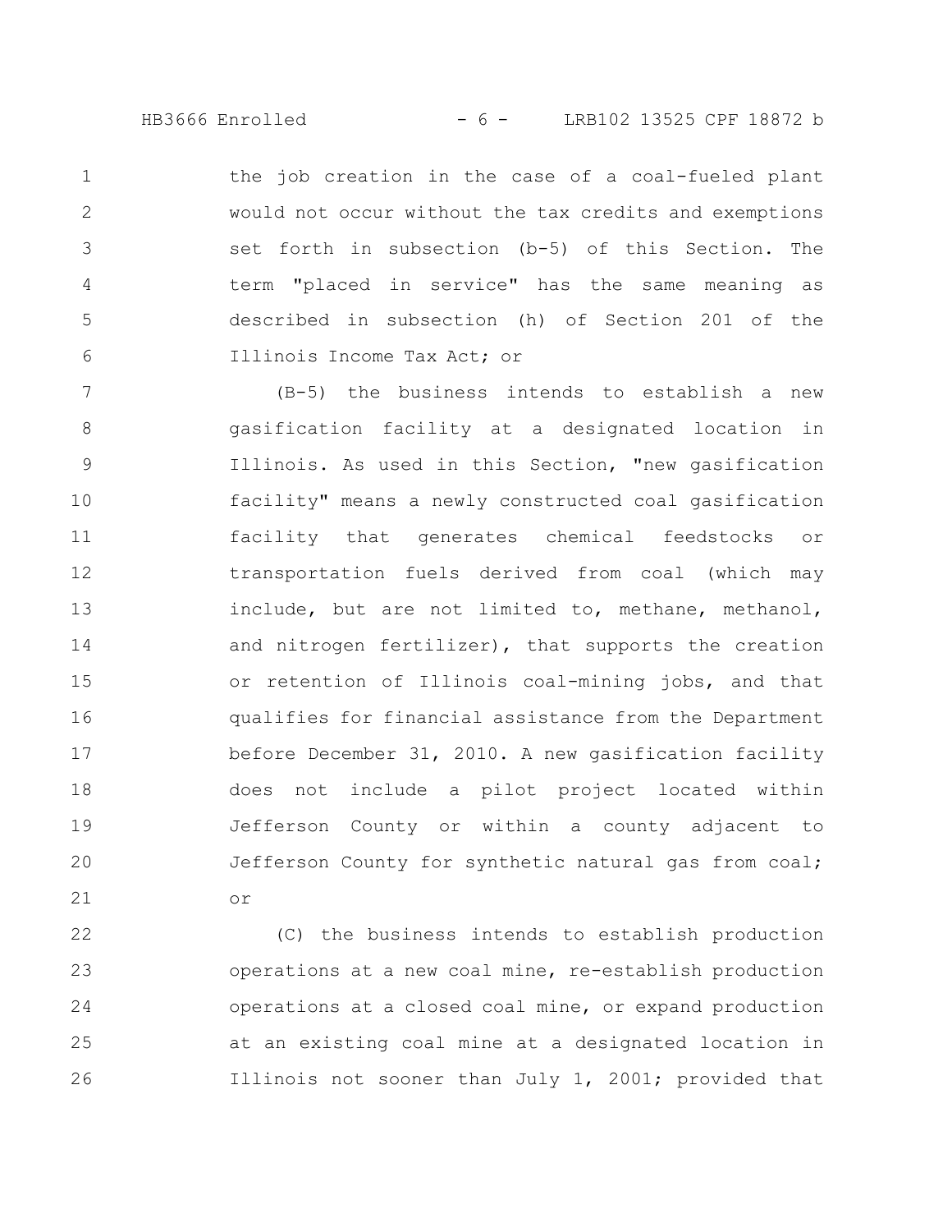the job creation in the case of a coal-fueled plant would not occur without the tax credits and exemptions set forth in subsection (b-5) of this Section. The term "placed in service" has the same meaning as described in subsection (h) of Section 201 of the Illinois Income Tax Act; or

(B-5) the business intends to establish a new gasification facility at a designated location in Illinois. As used in this Section, "new gasification facility" means a newly constructed coal gasification facility that generates chemical feedstocks or transportation fuels derived from coal (which may include, but are not limited to, methane, methanol, and nitrogen fertilizer), that supports the creation or retention of Illinois coal-mining jobs, and that qualifies for financial assistance from the Department before December 31, 2010. A new gasification facility does not include a pilot project located within Jefferson County or within a county adjacent to Jefferson County for synthetic natural gas from coal; or

(C) the business intends to establish production operations at a new coal mine, re-establish production operations at a closed coal mine, or expand production at an existing coal mine at a designated location in Illinois not sooner than July 1, 2001; provided that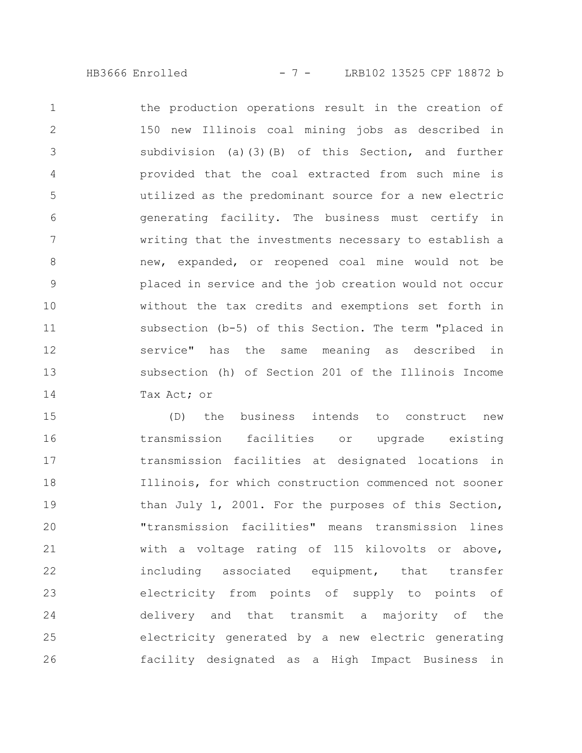the production operations result in the creation of 150 new Illinois coal mining jobs as described in subdivision (a)(3)(B) of this Section, and further provided that the coal extracted from such mine is utilized as the predominant source for a new electric generating facility. The business must certify in writing that the investments necessary to establish a new, expanded, or reopened coal mine would not be placed in service and the job creation would not occur without the tax credits and exemptions set forth in subsection (b-5) of this Section. The term "placed in service" has the same meaning as described in subsection (h) of Section 201 of the Illinois Income Tax Act; or

(D) the business intends to construct new transmission facilities or upgrade existing transmission facilities at designated locations in Illinois, for which construction commenced not sooner than July 1, 2001. For the purposes of this Section, "transmission facilities" means transmission lines with a voltage rating of 115 kilovolts or above, including associated equipment, that transfer electricity from points of supply to points of delivery and that transmit a majority of the electricity generated by a new electric generating facility designated as a High Impact Business in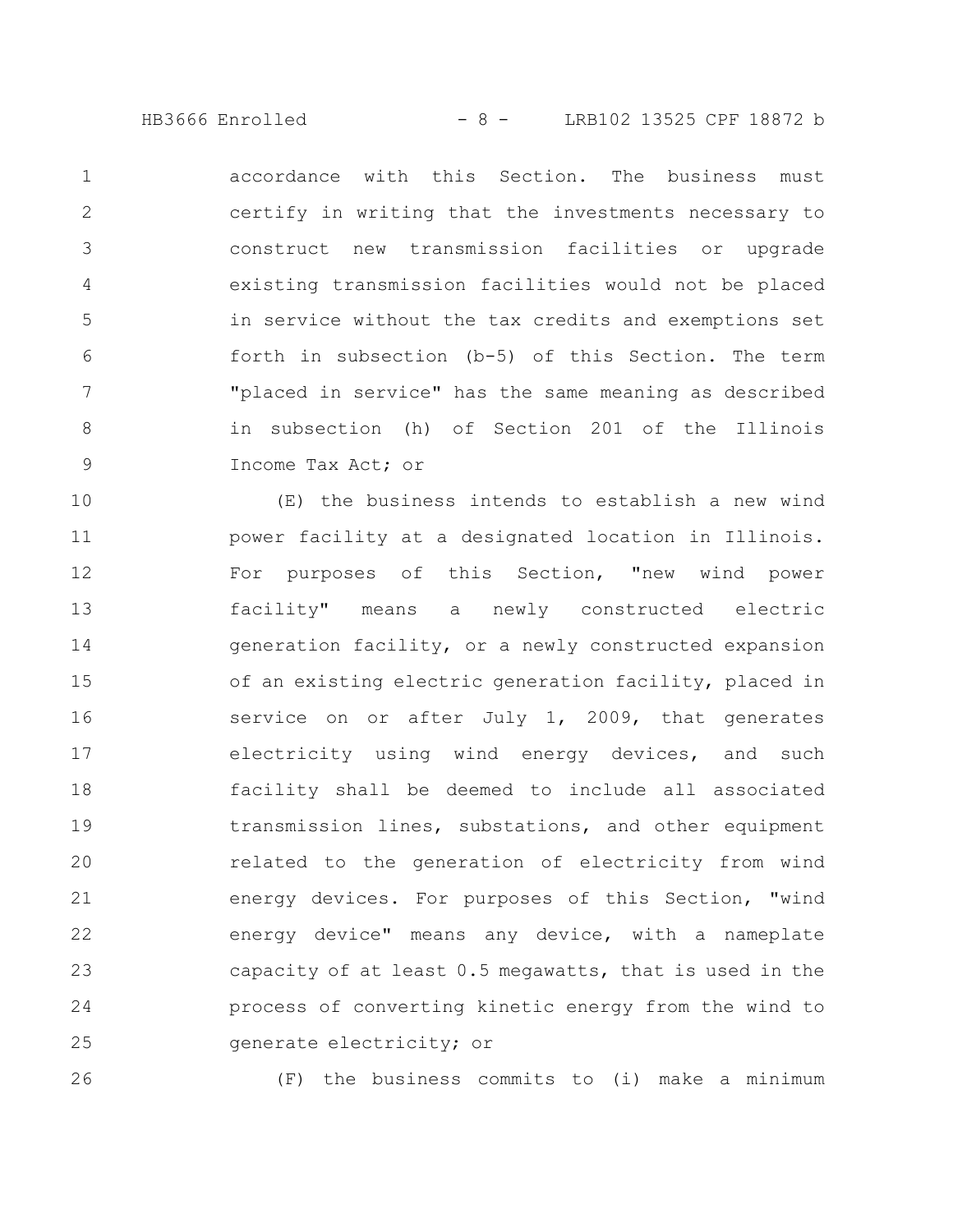accordance with this Section. The business must certify in writing that the investments necessary to construct new transmission facilities or upgrade existing transmission facilities would not be placed in service without the tax credits and exemptions set forth in subsection (b-5) of this Section. The term "placed in service" has the same meaning as described in subsection (h) of Section 201 of the Illinois Income Tax Act; or

(E) the business intends to establish a new wind power facility at a designated location in Illinois. For purposes of this Section, "new wind power facility" means a newly constructed electric generation facility, or a newly constructed expansion of an existing electric generation facility, placed in service on or after July 1, 2009, that generates electricity using wind energy devices, and such facility shall be deemed to include all associated transmission lines, substations, and other equipment related to the generation of electricity from wind energy devices. For purposes of this Section, "wind energy device" means any device, with a nameplate capacity of at least 0.5 megawatts, that is used in the process of converting kinetic energy from the wind to generate electricity; or

(F) the business commits to (i) make a minimum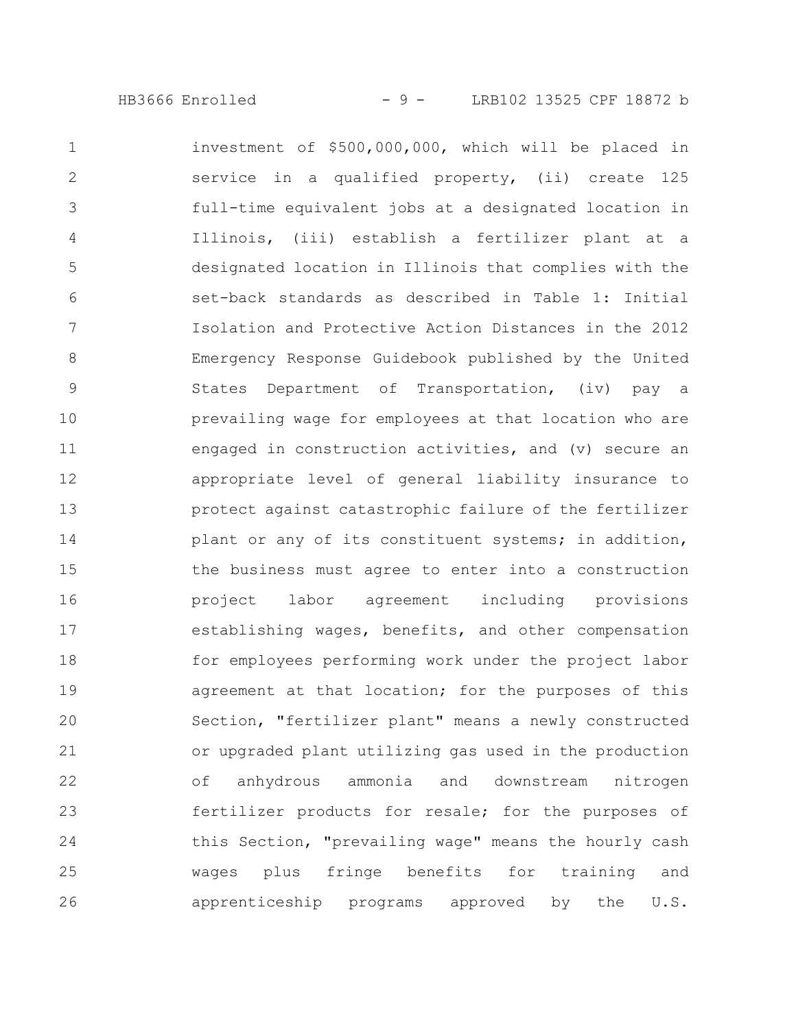investment of $500,000,000, which will be placed in service in a qualified property, (ii) create 125 full-time equivalent jobs at a designated location in Illinois, (iii) establish a fertilizer plant at a designated location in Illinois that complies with the set-back standards as described in Table 1: Initial Isolation and Protective Action Distances in the 2012 Emergency Response Guidebook published by the United States Department of Transportation, (iv) pay a prevailing wage for employees at that location who are engaged in construction activities, and (v) secure an appropriate level of general liability insurance to protect against catastrophic failure of the fertilizer plant or any of its constituent systems; in addition, the business must agree to enter into a construction project labor agreement including provisions establishing wages, benefits, and other compensation for employees performing work under the project labor agreement at that location; for the purposes of this Section, "fertilizer plant" means a newly constructed or upgraded plant utilizing gas used in the production of anhydrous ammonia and downstream nitrogen fertilizer products for resale; for the purposes of this Section, "prevailing wage" means the hourly cash wages plus fringe benefits for training and apprenticeship programs approved by the U.S.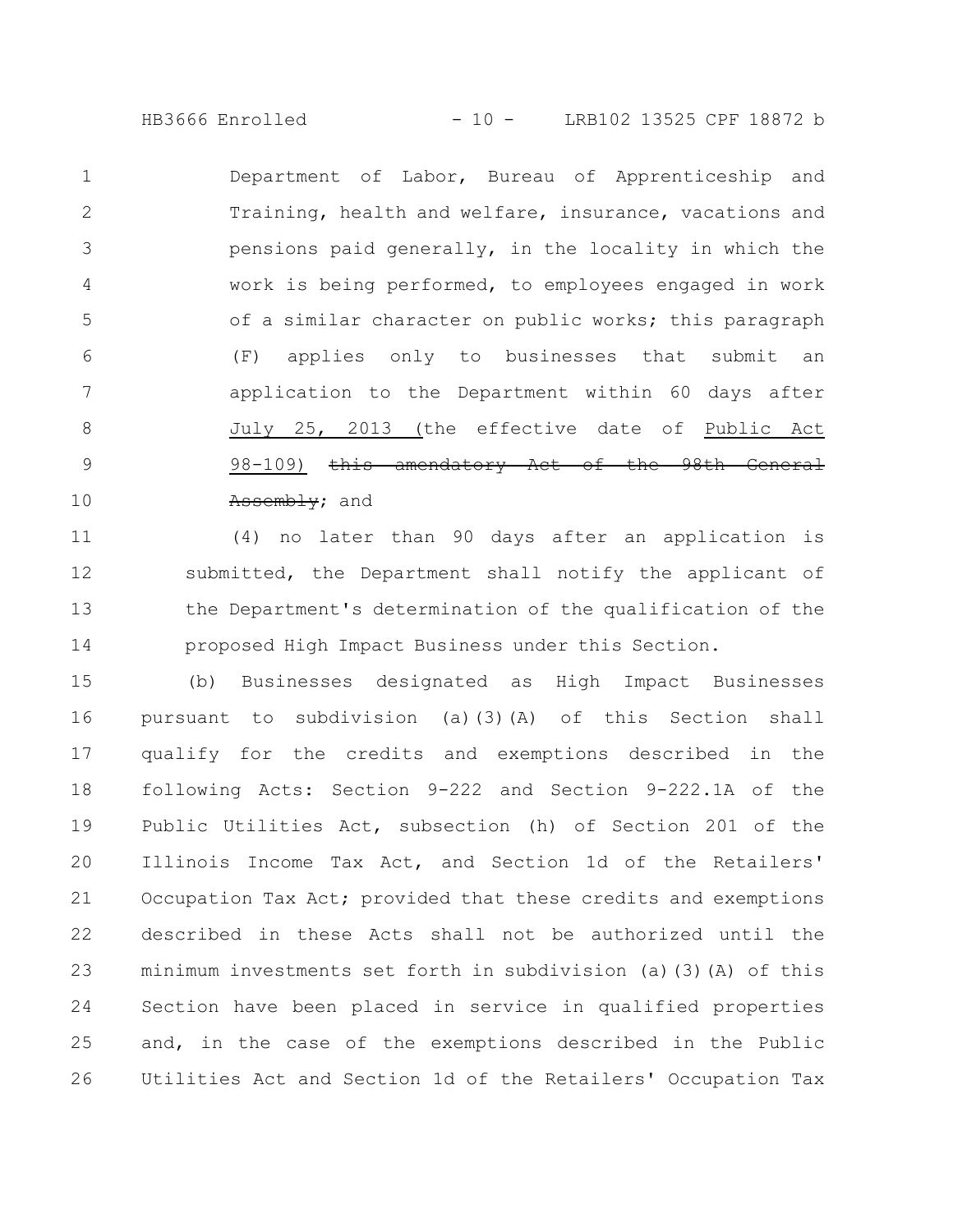Department of Labor, Bureau of Apprenticeship and Training, health and welfare, insurance, vacations and pensions paid generally, in the locality in which the work is being performed, to employees engaged in work of a similar character on public works; this paragraph (F) applies only to businesses that submit an application to the Department within 60 days after July 25, 2013 (the effective date of Public Act 98-109) ~~this amendatory Act of the 98th General Assembly~~; and

(4) no later than 90 days after an application is submitted, the Department shall notify the applicant of the Department's determination of the qualification of the proposed High Impact Business under this Section.

(b) Businesses designated as High Impact Businesses pursuant to subdivision (a)(3)(A) of this Section shall qualify for the credits and exemptions described in the following Acts: Section 9-222 and Section 9-222.1A of the Public Utilities Act, subsection (h) of Section 201 of the Illinois Income Tax Act, and Section 1d of the Retailers' Occupation Tax Act; provided that these credits and exemptions described in these Acts shall not be authorized until the minimum investments set forth in subdivision (a)(3)(A) of this Section have been placed in service in qualified properties and, in the case of the exemptions described in the Public Utilities Act and Section 1d of the Retailers' Occupation Tax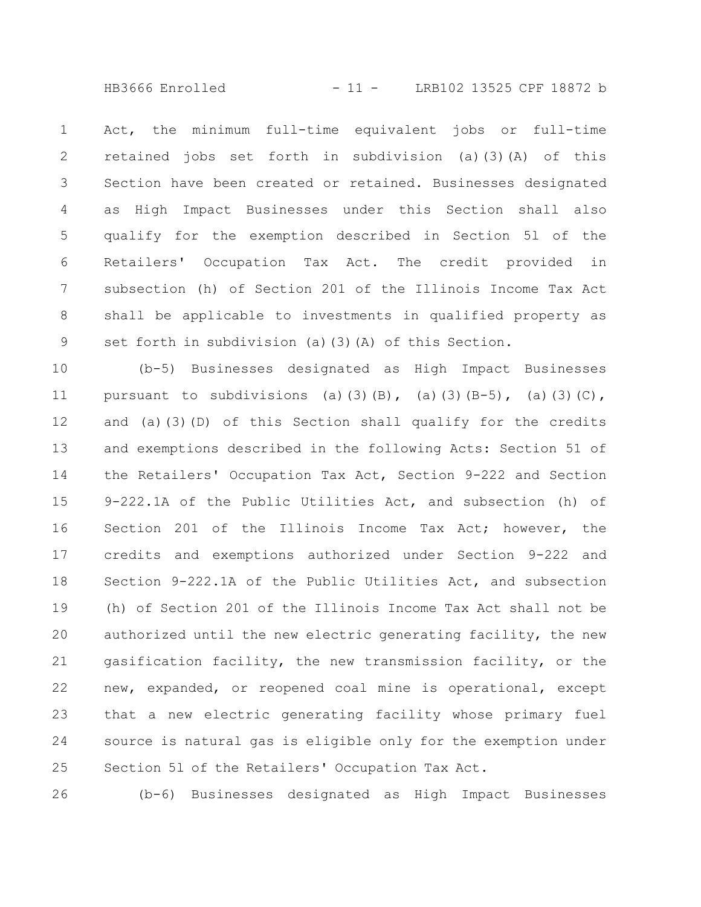Act, the minimum full-time equivalent jobs or full-time retained jobs set forth in subdivision (a)(3)(A) of this Section have been created or retained. Businesses designated as High Impact Businesses under this Section shall also qualify for the exemption described in Section 5l of the Retailers' Occupation Tax Act. The credit provided in subsection (h) of Section 201 of the Illinois Income Tax Act shall be applicable to investments in qualified property as set forth in subdivision (a)(3)(A) of this Section.

(b-5) Businesses designated as High Impact Businesses pursuant to subdivisions (a)(3)(B), (a)(3)(B-5), (a)(3)(C), and (a)(3)(D) of this Section shall qualify for the credits and exemptions described in the following Acts: Section 51 of the Retailers' Occupation Tax Act, Section 9-222 and Section 9-222.1A of the Public Utilities Act, and subsection (h) of Section 201 of the Illinois Income Tax Act; however, the credits and exemptions authorized under Section 9-222 and Section 9-222.1A of the Public Utilities Act, and subsection (h) of Section 201 of the Illinois Income Tax Act shall not be authorized until the new electric generating facility, the new gasification facility, the new transmission facility, or the new, expanded, or reopened coal mine is operational, except that a new electric generating facility whose primary fuel source is natural gas is eligible only for the exemption under Section 5l of the Retailers' Occupation Tax Act.

(b-6) Businesses designated as High Impact Businesses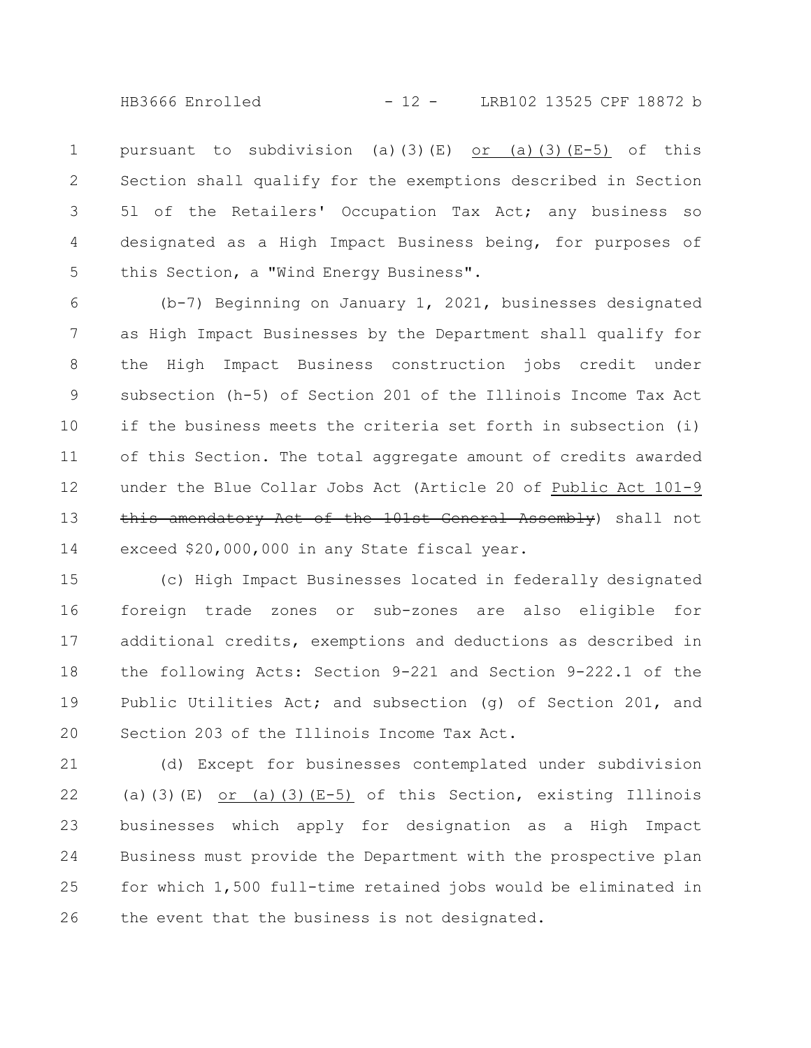pursuant to subdivision (a)(3)(E) <u>or (a)(3)(E-5)</u> of this Section shall qualify for the exemptions described in Section 5l of the Retailers' Occupation Tax Act; any business so designated as a High Impact Business being, for purposes of this Section, a "Wind Energy Business".

(b-7) Beginning on January 1, 2021, businesses designated as High Impact Businesses by the Department shall qualify for the High Impact Business construction jobs credit under subsection (h-5) of Section 201 of the Illinois Income Tax Act if the business meets the criteria set forth in subsection (i) of this Section. The total aggregate amount of credits awarded under the Blue Collar Jobs Act (Article 20 of <u>Public Act 101-9</u> ~~this amendatory Act of the 101st General Assembly~~) shall not exceed $20,000,000 in any State fiscal year.

(c) High Impact Businesses located in federally designated foreign trade zones or sub-zones are also eligible for additional credits, exemptions and deductions as described in the following Acts: Section 9-221 and Section 9-222.1 of the Public Utilities Act; and subsection (g) of Section 201, and Section 203 of the Illinois Income Tax Act.

(d) Except for businesses contemplated under subdivision (a)(3)(E) <u>or (a)(3)(E-5)</u> of this Section, existing Illinois businesses which apply for designation as a High Impact Business must provide the Department with the prospective plan for which 1,500 full-time retained jobs would be eliminated in the event that the business is not designated.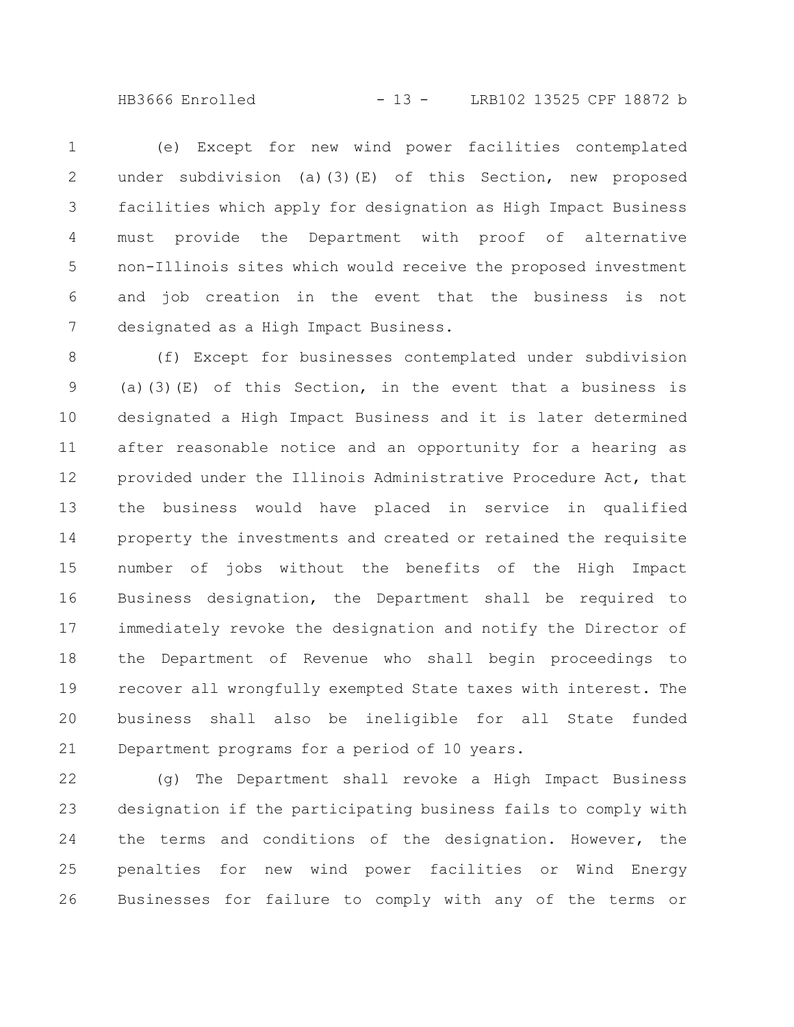(e) Except for new wind power facilities contemplated under subdivision (a)(3)(E) of this Section, new proposed facilities which apply for designation as High Impact Business must provide the Department with proof of alternative non-Illinois sites which would receive the proposed investment and job creation in the event that the business is not designated as a High Impact Business.

(f) Except for businesses contemplated under subdivision (a)(3)(E) of this Section, in the event that a business is designated a High Impact Business and it is later determined after reasonable notice and an opportunity for a hearing as provided under the Illinois Administrative Procedure Act, that the business would have placed in service in qualified property the investments and created or retained the requisite number of jobs without the benefits of the High Impact Business designation, the Department shall be required to immediately revoke the designation and notify the Director of the Department of Revenue who shall begin proceedings to recover all wrongfully exempted State taxes with interest. The business shall also be ineligible for all State funded Department programs for a period of 10 years.

(g) The Department shall revoke a High Impact Business designation if the participating business fails to comply with the terms and conditions of the designation. However, the penalties for new wind power facilities or Wind Energy Businesses for failure to comply with any of the terms or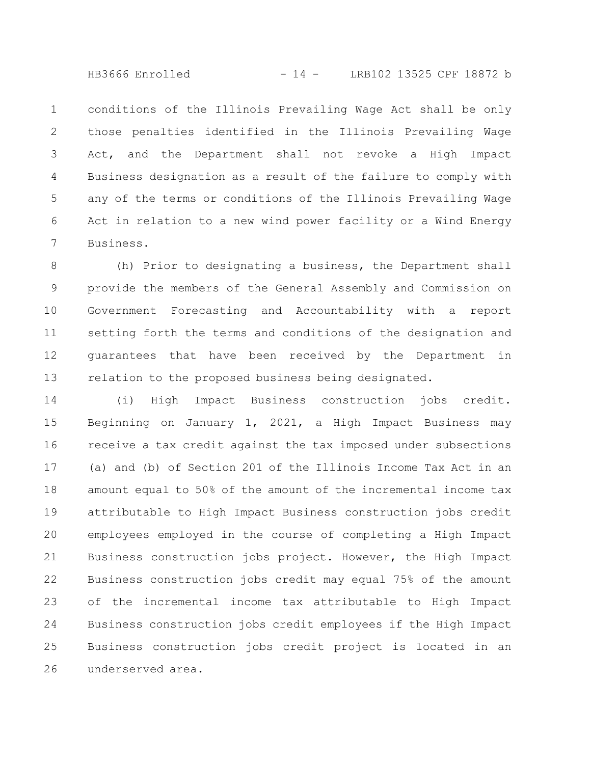conditions of the Illinois Prevailing Wage Act shall be only those penalties identified in the Illinois Prevailing Wage Act, and the Department shall not revoke a High Impact Business designation as a result of the failure to comply with any of the terms or conditions of the Illinois Prevailing Wage Act in relation to a new wind power facility or a Wind Energy Business.

(h) Prior to designating a business, the Department shall provide the members of the General Assembly and Commission on Government Forecasting and Accountability with a report setting forth the terms and conditions of the designation and guarantees that have been received by the Department in relation to the proposed business being designated.

(i) High Impact Business construction jobs credit. Beginning on January 1, 2021, a High Impact Business may receive a tax credit against the tax imposed under subsections (a) and (b) of Section 201 of the Illinois Income Tax Act in an amount equal to 50% of the amount of the incremental income tax attributable to High Impact Business construction jobs credit employees employed in the course of completing a High Impact Business construction jobs project. However, the High Impact Business construction jobs credit may equal 75% of the amount of the incremental income tax attributable to High Impact Business construction jobs credit employees if the High Impact Business construction jobs credit project is located in an underserved area.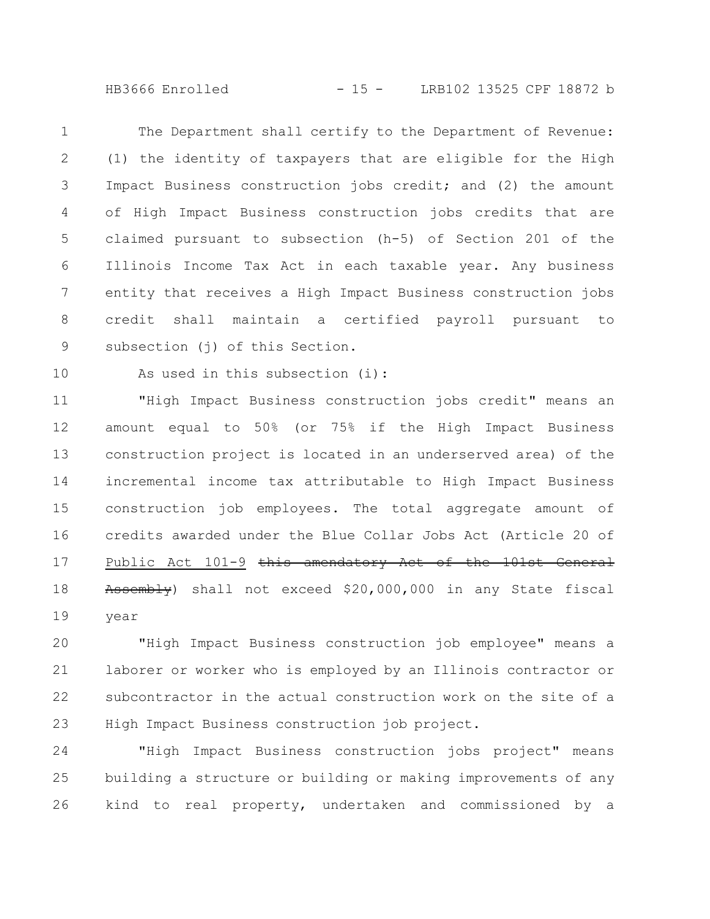The Department shall certify to the Department of Revenue: (1) the identity of taxpayers that are eligible for the High Impact Business construction jobs credit; and (2) the amount of High Impact Business construction jobs credits that are claimed pursuant to subsection (h-5) of Section 201 of the Illinois Income Tax Act in each taxable year. Any business entity that receives a High Impact Business construction jobs credit shall maintain a certified payroll pursuant to subsection (j) of this Section.

As used in this subsection (i):

"High Impact Business construction jobs credit" means an amount equal to 50% (or 75% if the High Impact Business construction project is located in an underserved area) of the incremental income tax attributable to High Impact Business construction job employees. The total aggregate amount of credits awarded under the Blue Collar Jobs Act (Article 20 of <u>Public Act 101-9</u> ~~this amendatory Act of the 101st General Assembly~~) shall not exceed $20,000,000 in any State fiscal year

"High Impact Business construction job employee" means a laborer or worker who is employed by an Illinois contractor or subcontractor in the actual construction work on the site of a High Impact Business construction job project.

"High Impact Business construction jobs project" means building a structure or building or making improvements of any kind to real property, undertaken and commissioned by a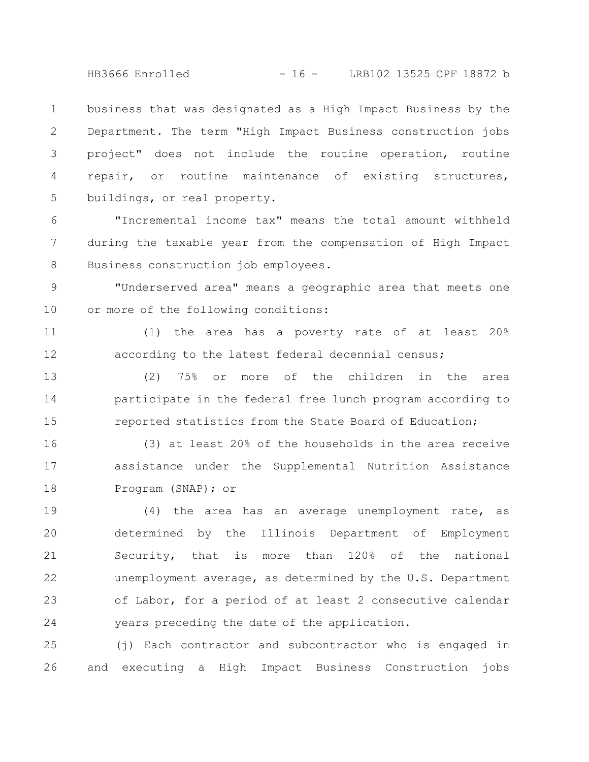business that was designated as a High Impact Business by the Department. The term "High Impact Business construction jobs project" does not include the routine operation, routine repair, or routine maintenance of existing structures, buildings, or real property.

"Incremental income tax" means the total amount withheld during the taxable year from the compensation of High Impact Business construction job employees.

"Underserved area" means a geographic area that meets one or more of the following conditions:

(1) the area has a poverty rate of at least 20% according to the latest federal decennial census;

(2) 75% or more of the children in the area participate in the federal free lunch program according to reported statistics from the State Board of Education;

(3) at least 20% of the households in the area receive assistance under the Supplemental Nutrition Assistance Program (SNAP); or

(4) the area has an average unemployment rate, as determined by the Illinois Department of Employment Security, that is more than 120% of the national unemployment average, as determined by the U.S. Department of Labor, for a period of at least 2 consecutive calendar years preceding the date of the application.

(j) Each contractor and subcontractor who is engaged in and executing a High Impact Business Construction jobs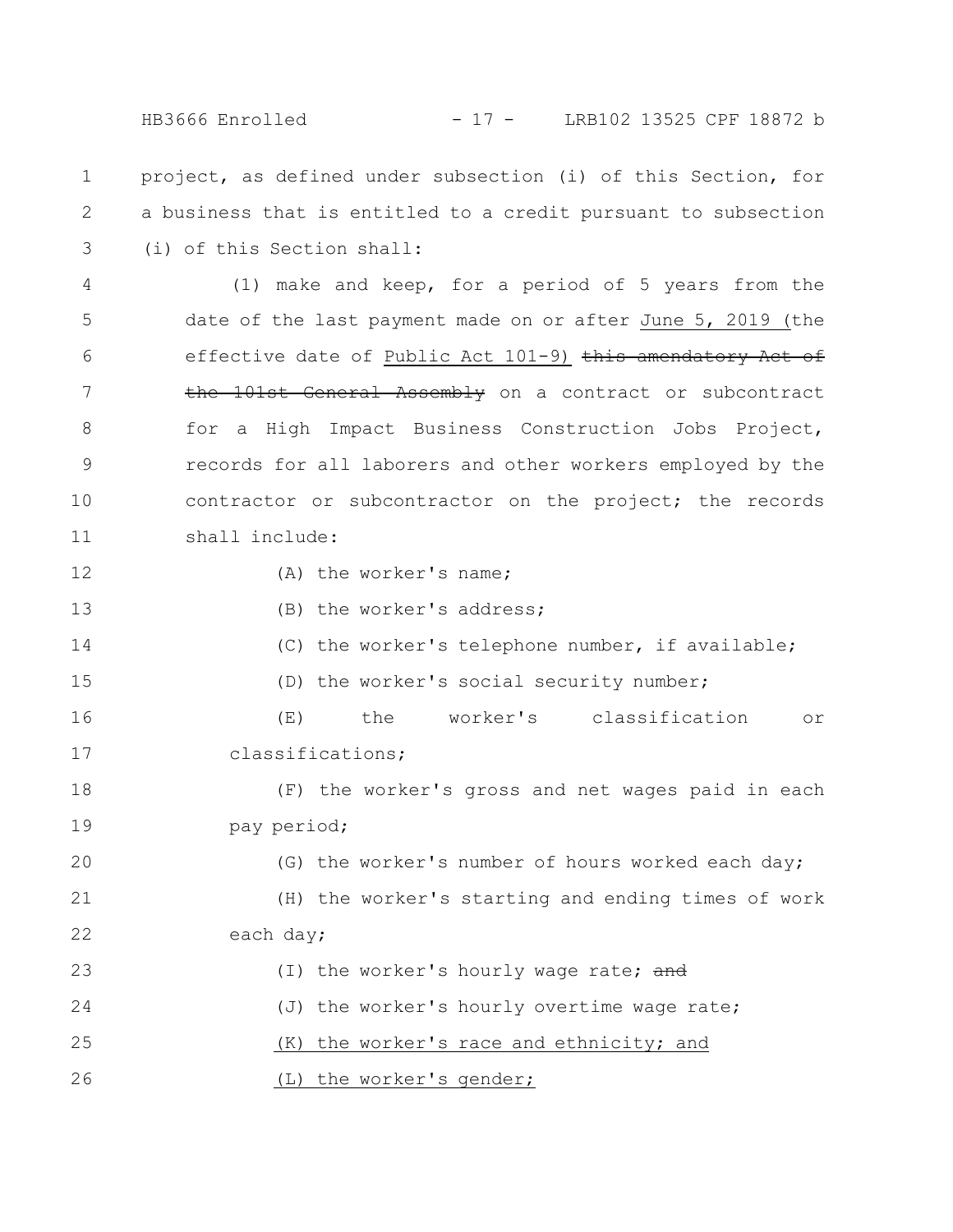project, as defined under subsection (i) of this Section, for a business that is entitled to a credit pursuant to subsection (i) of this Section shall:

(1) make and keep, for a period of 5 years from the date of the last payment made on or after June 5, 2019 (the effective date of Public Act 101-9) ~~this amendatory Act of the 101st General Assembly~~ on a contract or subcontract for a High Impact Business Construction Jobs Project, records for all laborers and other workers employed by the contractor or subcontractor on the project; the records shall include:

(A) the worker's name;

(B) the worker's address;

(C) the worker's telephone number, if available;

(D) the worker's social security number;

(E) the worker's classification or classifications;

(F) the worker's gross and net wages paid in each pay period;

(G) the worker's number of hours worked each day;

(H) the worker's starting and ending times of work each day;

(I) the worker's hourly wage rate; ~~and~~

(J) the worker's hourly overtime wage rate;

(K) the worker's race and ethnicity; and

(L) the worker's gender;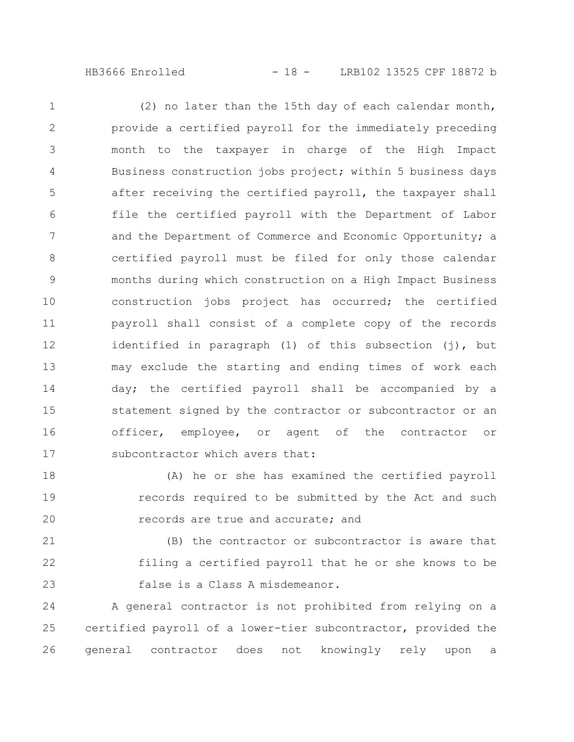(2) no later than the 15th day of each calendar month, provide a certified payroll for the immediately preceding month to the taxpayer in charge of the High Impact Business construction jobs project; within 5 business days after receiving the certified payroll, the taxpayer shall file the certified payroll with the Department of Labor and the Department of Commerce and Economic Opportunity; a certified payroll must be filed for only those calendar months during which construction on a High Impact Business construction jobs project has occurred; the certified payroll shall consist of a complete copy of the records identified in paragraph (1) of this subsection (j), but may exclude the starting and ending times of work each day; the certified payroll shall be accompanied by a statement signed by the contractor or subcontractor or an officer, employee, or agent of the contractor or subcontractor which avers that:

(A) he or she has examined the certified payroll records required to be submitted by the Act and such records are true and accurate; and

(B) the contractor or subcontractor is aware that filing a certified payroll that he or she knows to be false is a Class A misdemeanor.

A general contractor is not prohibited from relying on a certified payroll of a lower-tier subcontractor, provided the general contractor does not knowingly rely upon a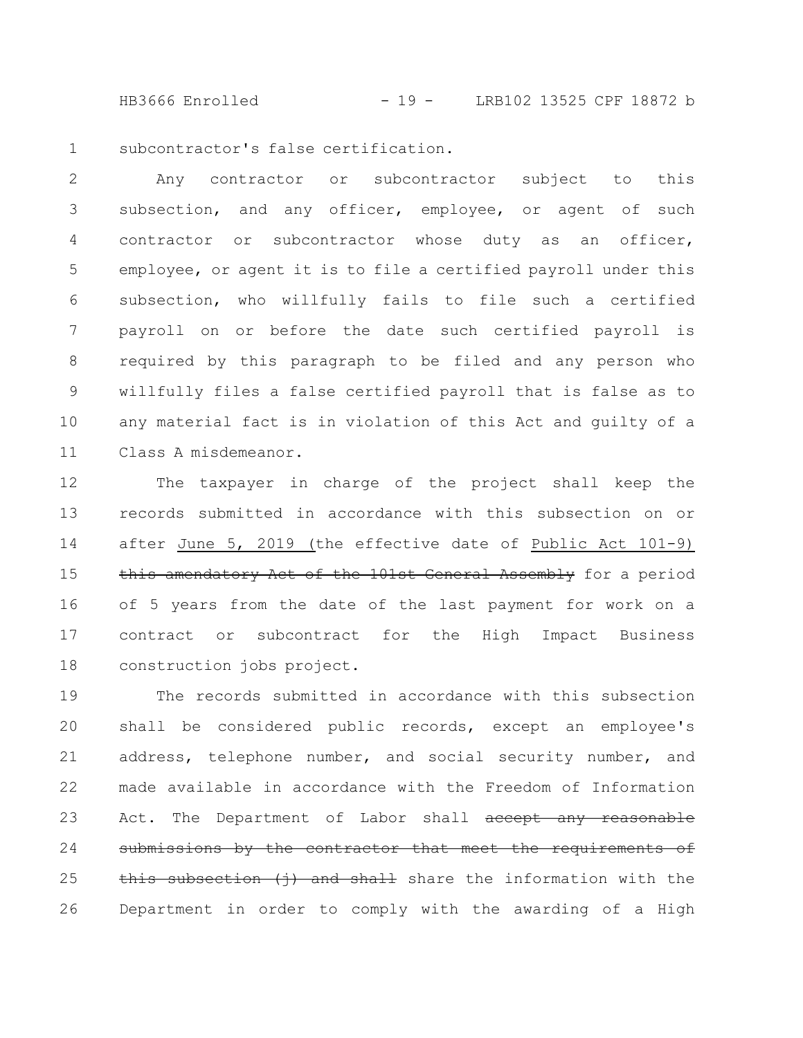subcontractor's false certification.

Any contractor or subcontractor subject to this subsection, and any officer, employee, or agent of such contractor or subcontractor whose duty as an officer, employee, or agent it is to file a certified payroll under this subsection, who willfully fails to file such a certified payroll on or before the date such certified payroll is required by this paragraph to be filed and any person who willfully files a false certified payroll that is false as to any material fact is in violation of this Act and guilty of a Class A misdemeanor.

The taxpayer in charge of the project shall keep the records submitted in accordance with this subsection on or after June 5, 2019 (the effective date of Public Act 101-9) ~~this amendatory Act of the 101st General Assembly~~ for a period of 5 years from the date of the last payment for work on a contract or subcontract for the High Impact Business construction jobs project.

The records submitted in accordance with this subsection shall be considered public records, except an employee's address, telephone number, and social security number, and made available in accordance with the Freedom of Information Act. The Department of Labor shall ~~accept any reasonable submissions by the contractor that meet the requirements of this subsection (j) and shall~~ share the information with the Department in order to comply with the awarding of a High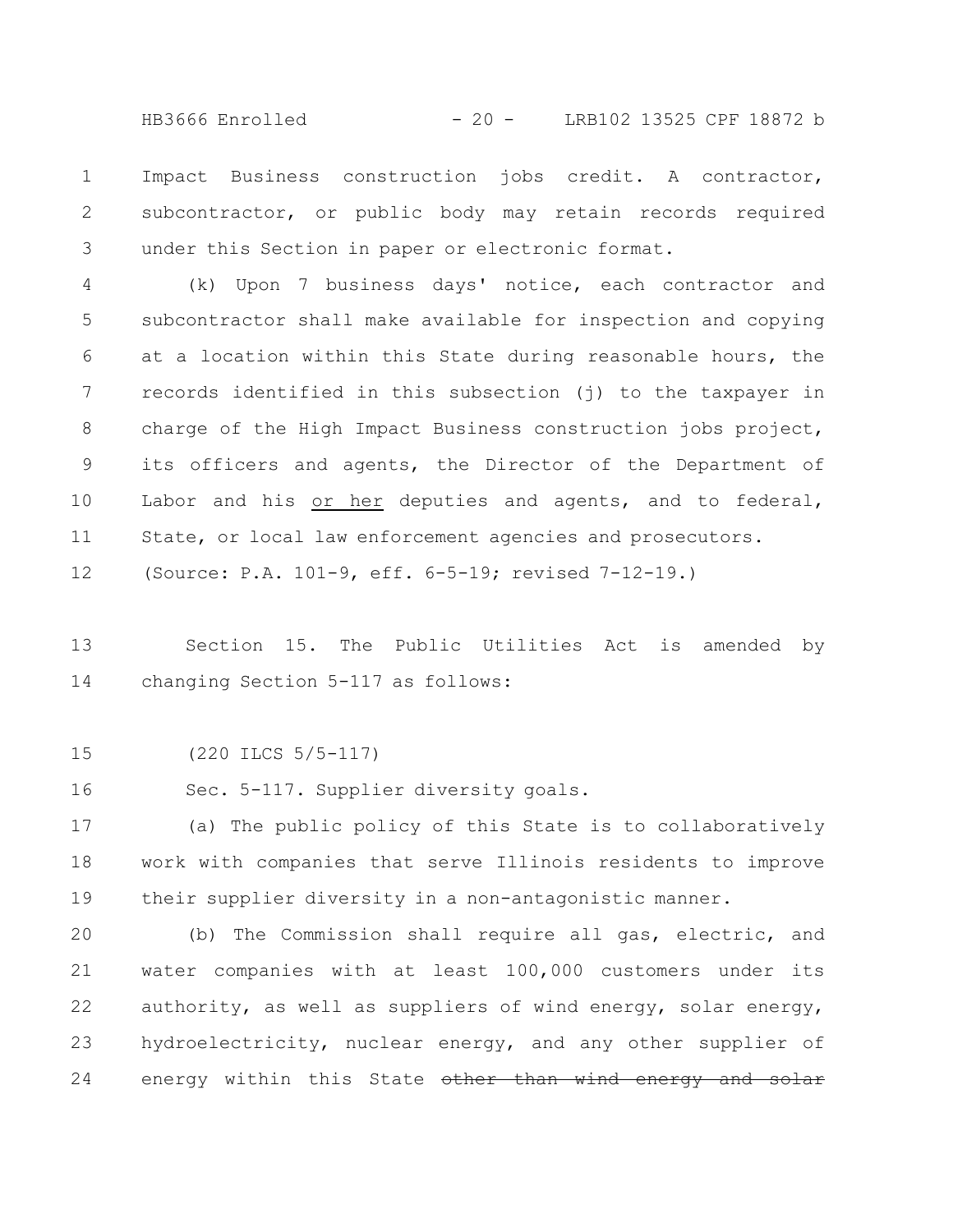Impact Business construction jobs credit. A contractor, subcontractor, or public body may retain records required under this Section in paper or electronic format.

(k) Upon 7 business days' notice, each contractor and subcontractor shall make available for inspection and copying at a location within this State during reasonable hours, the records identified in this subsection (j) to the taxpayer in charge of the High Impact Business construction jobs project, its officers and agents, the Director of the Department of Labor and his <u>or her</u> deputies and agents, and to federal, State, or local law enforcement agencies and prosecutors.

(Source: P.A. 101-9, eff. 6-5-19; revised 7-12-19.)

Section 15. The Public Utilities Act is amended by changing Section 5-117 as follows:

(220 ILCS 5/5-117)

Sec. 5-117. Supplier diversity goals.

(a) The public policy of this State is to collaboratively work with companies that serve Illinois residents to improve their supplier diversity in a non-antagonistic manner.

(b) The Commission shall require all gas, electric, and water companies with at least 100,000 customers under its authority, as well as suppliers of wind energy, solar energy, hydroelectricity, nuclear energy, and any other supplier of energy within this State ~~other than wind energy and solar~~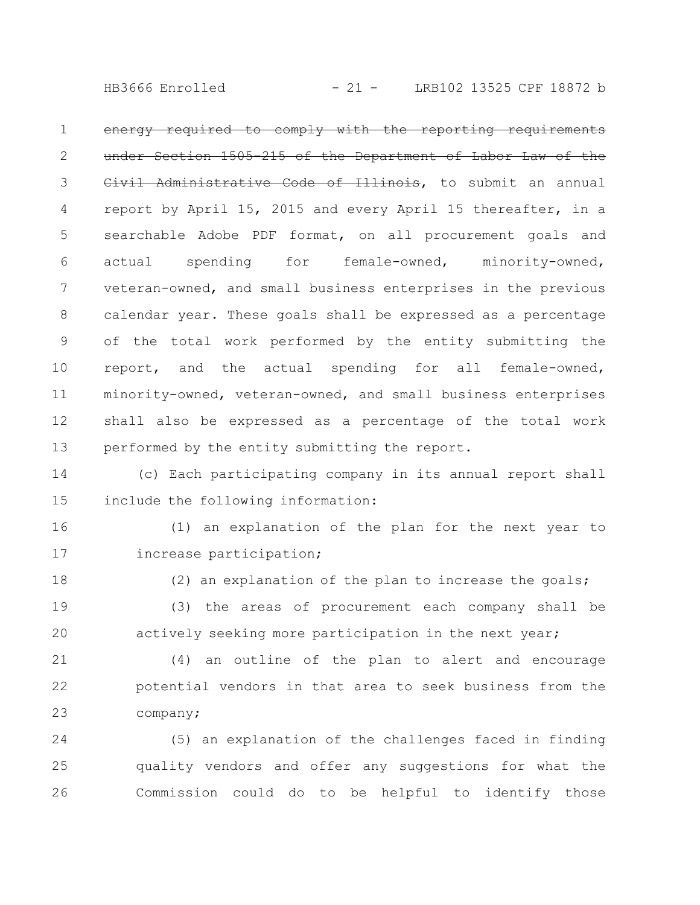~~energy required to comply with the reporting requirements under Section 1505-215 of the Department of Labor Law of the Civil Administrative Code of Illinois~~, to submit an annual report by April 15, 2015 and every April 15 thereafter, in a searchable Adobe PDF format, on all procurement goals and actual spending for female-owned, minority-owned, veteran-owned, and small business enterprises in the previous calendar year. These goals shall be expressed as a percentage of the total work performed by the entity submitting the report, and the actual spending for all female-owned, minority-owned, veteran-owned, and small business enterprises shall also be expressed as a percentage of the total work performed by the entity submitting the report.

(c) Each participating company in its annual report shall include the following information:

(1) an explanation of the plan for the next year to increase participation;

(2) an explanation of the plan to increase the goals;

(3) the areas of procurement each company shall be actively seeking more participation in the next year;

(4) an outline of the plan to alert and encourage potential vendors in that area to seek business from the company;

(5) an explanation of the challenges faced in finding quality vendors and offer any suggestions for what the Commission could do to be helpful to identify those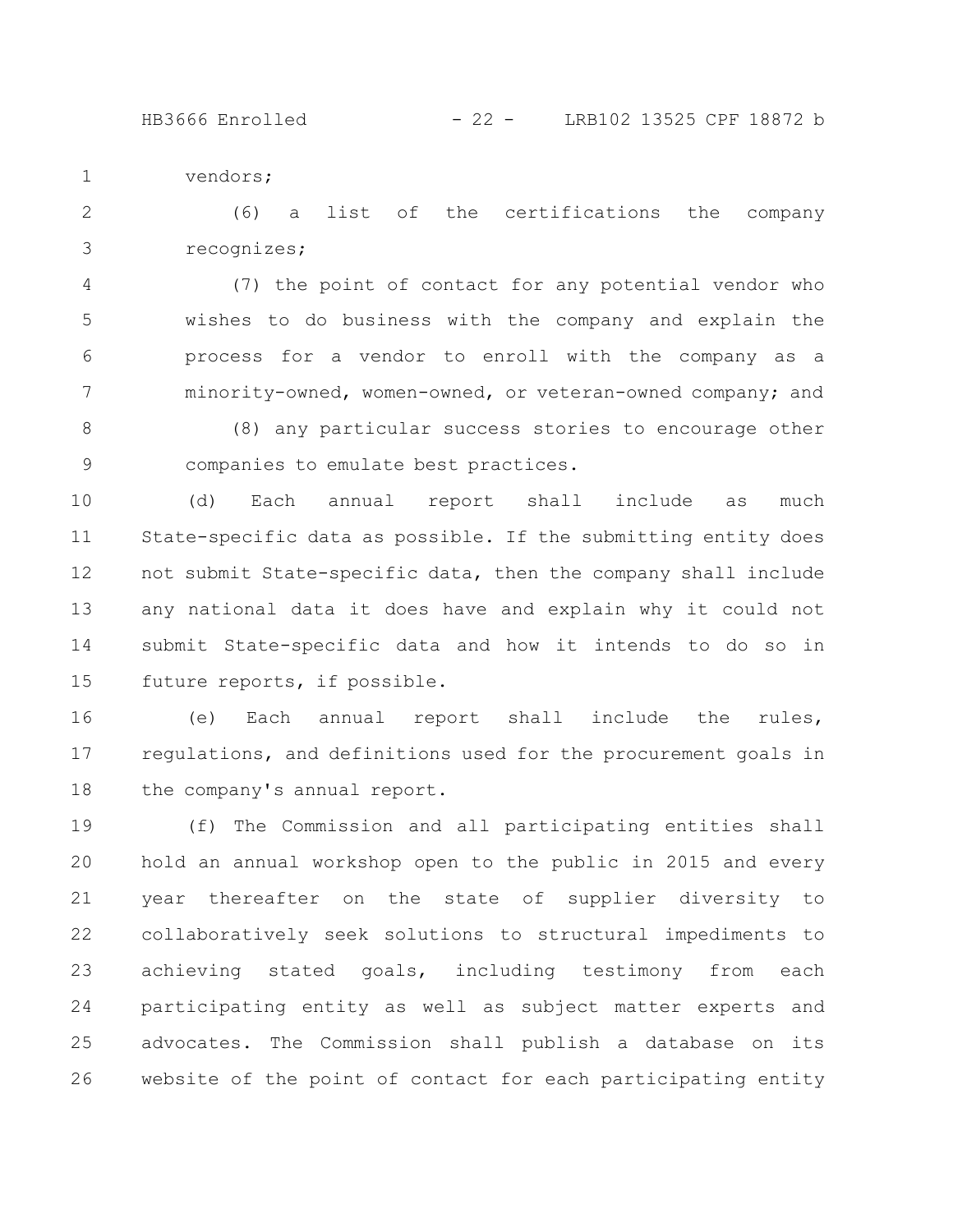vendors;

(6) a list of the certifications the company recognizes;

(7) the point of contact for any potential vendor who wishes to do business with the company and explain the process for a vendor to enroll with the company as a minority-owned, women-owned, or veteran-owned company; and

(8) any particular success stories to encourage other companies to emulate best practices.

(d) Each annual report shall include as much State-specific data as possible. If the submitting entity does not submit State-specific data, then the company shall include any national data it does have and explain why it could not submit State-specific data and how it intends to do so in future reports, if possible.

(e) Each annual report shall include the rules, regulations, and definitions used for the procurement goals in the company's annual report.

(f) The Commission and all participating entities shall hold an annual workshop open to the public in 2015 and every year thereafter on the state of supplier diversity to collaboratively seek solutions to structural impediments to achieving stated goals, including testimony from each participating entity as well as subject matter experts and advocates. The Commission shall publish a database on its website of the point of contact for each participating entity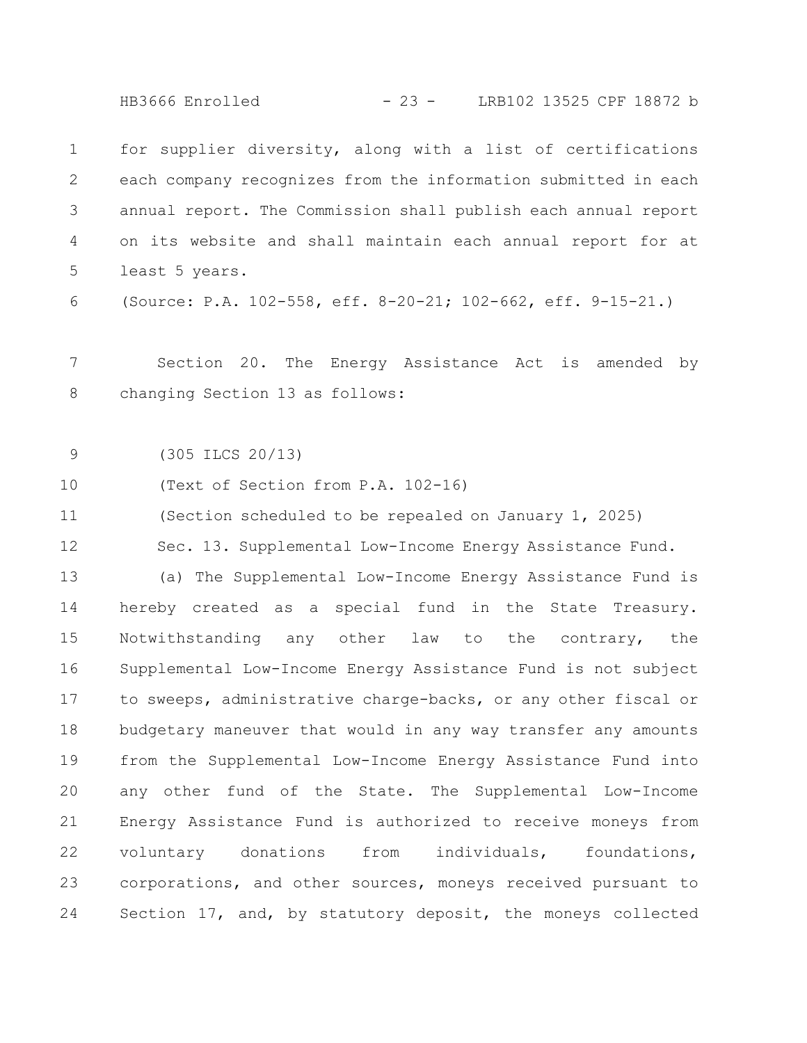for supplier diversity, along with a list of certifications each company recognizes from the information submitted in each annual report. The Commission shall publish each annual report on its website and shall maintain each annual report for at least 5 years.

(Source: P.A. 102-558, eff. 8-20-21; 102-662, eff. 9-15-21.)

Section 20. The Energy Assistance Act is amended by changing Section 13 as follows:

(305 ILCS 20/13)

(Text of Section from P.A. 102-16)

(Section scheduled to be repealed on January 1, 2025)

Sec. 13. Supplemental Low-Income Energy Assistance Fund.

(a) The Supplemental Low-Income Energy Assistance Fund is hereby created as a special fund in the State Treasury. Notwithstanding any other law to the contrary, the Supplemental Low-Income Energy Assistance Fund is not subject to sweeps, administrative charge-backs, or any other fiscal or budgetary maneuver that would in any way transfer any amounts from the Supplemental Low-Income Energy Assistance Fund into any other fund of the State. The Supplemental Low-Income Energy Assistance Fund is authorized to receive moneys from voluntary donations from individuals, foundations, corporations, and other sources, moneys received pursuant to Section 17, and, by statutory deposit, the moneys collected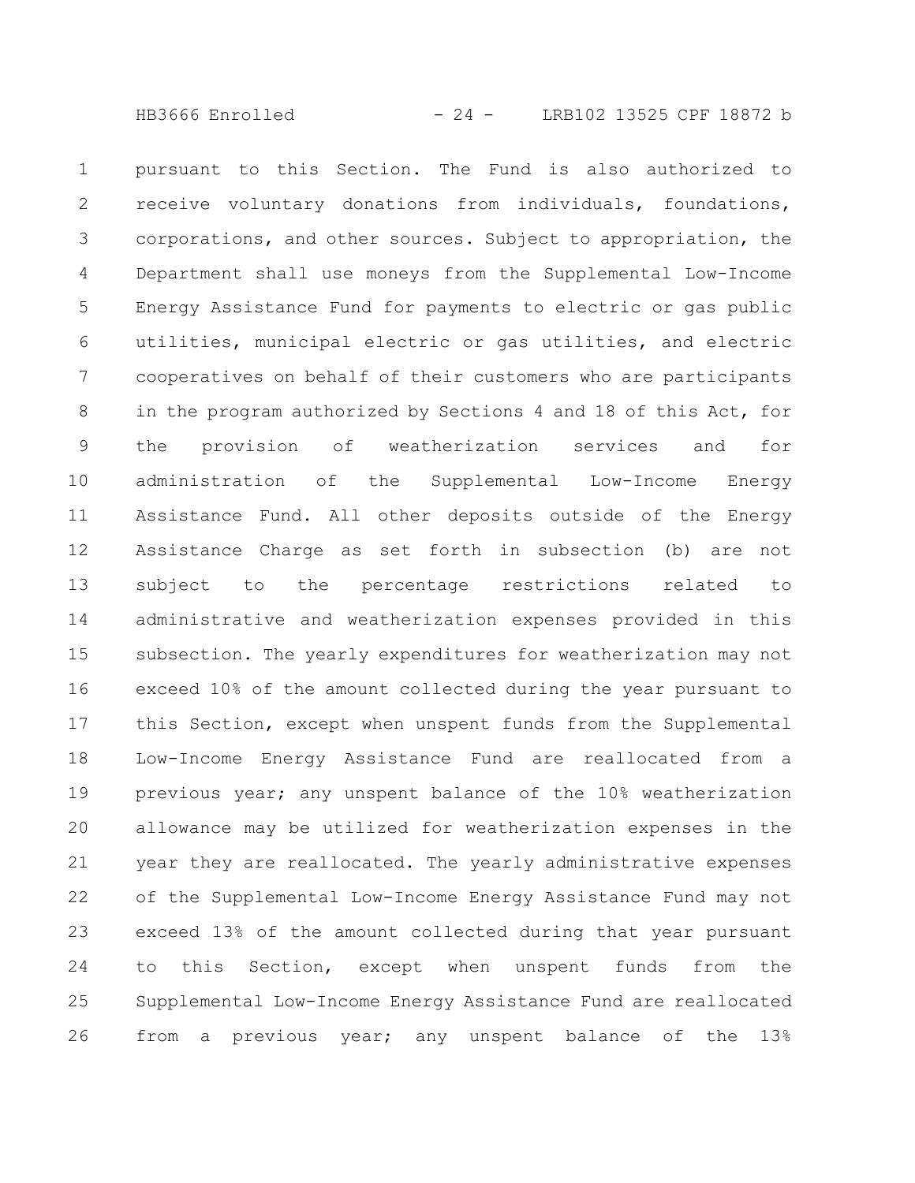pursuant to this Section. The Fund is also authorized to receive voluntary donations from individuals, foundations, corporations, and other sources. Subject to appropriation, the Department shall use moneys from the Supplemental Low-Income Energy Assistance Fund for payments to electric or gas public utilities, municipal electric or gas utilities, and electric cooperatives on behalf of their customers who are participants in the program authorized by Sections 4 and 18 of this Act, for the provision of weatherization services and for administration of the Supplemental Low-Income Energy Assistance Fund. All other deposits outside of the Energy Assistance Charge as set forth in subsection (b) are not subject to the percentage restrictions related to administrative and weatherization expenses provided in this subsection. The yearly expenditures for weatherization may not exceed 10% of the amount collected during the year pursuant to this Section, except when unspent funds from the Supplemental Low-Income Energy Assistance Fund are reallocated from a previous year; any unspent balance of the 10% weatherization allowance may be utilized for weatherization expenses in the year they are reallocated. The yearly administrative expenses of the Supplemental Low-Income Energy Assistance Fund may not exceed 13% of the amount collected during that year pursuant to this Section, except when unspent funds from the Supplemental Low-Income Energy Assistance Fund are reallocated from a previous year; any unspent balance of the 13%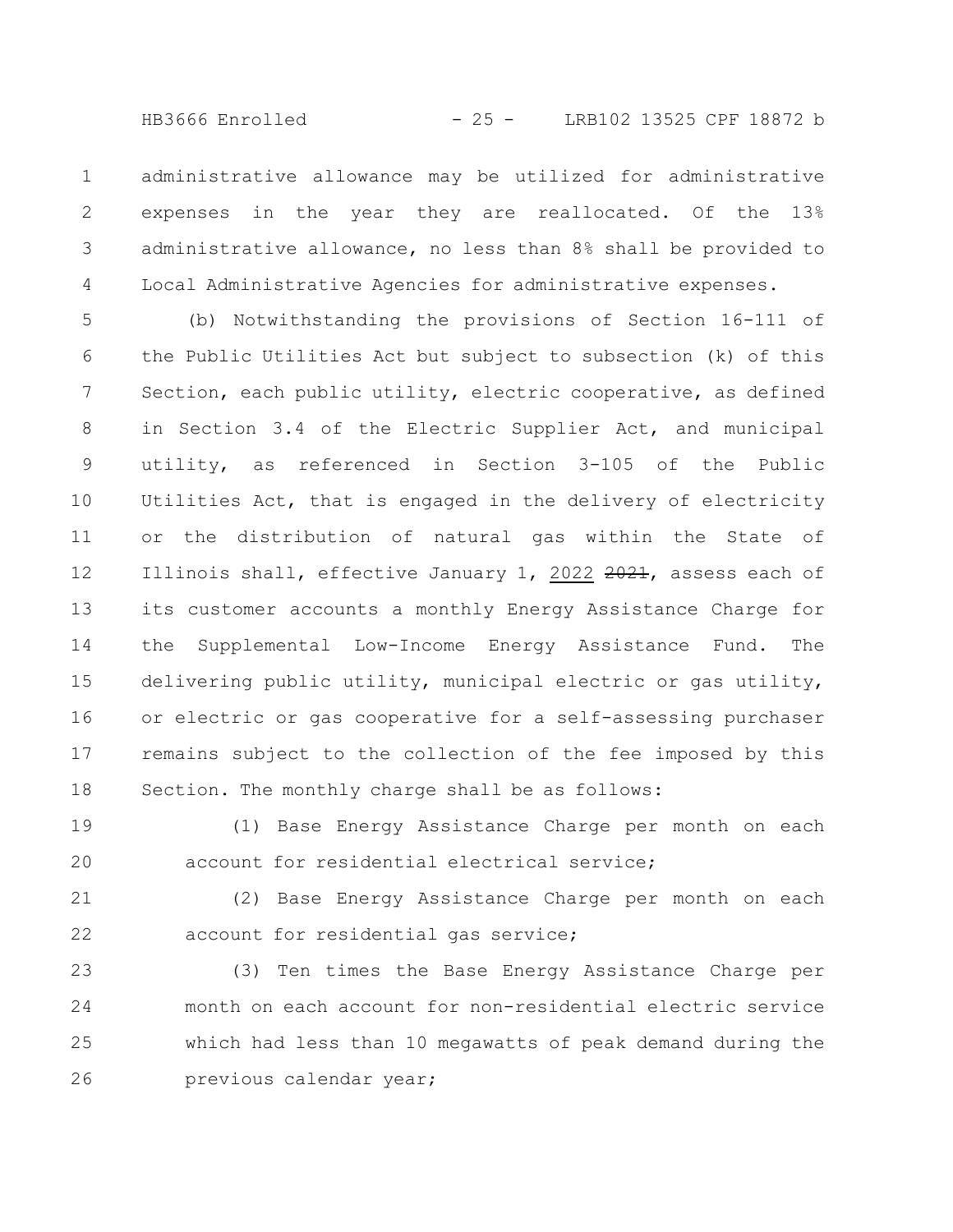administrative allowance may be utilized for administrative expenses in the year they are reallocated. Of the 13% administrative allowance, no less than 8% shall be provided to Local Administrative Agencies for administrative expenses.

(b) Notwithstanding the provisions of Section 16-111 of the Public Utilities Act but subject to subsection (k) of this Section, each public utility, electric cooperative, as defined in Section 3.4 of the Electric Supplier Act, and municipal utility, as referenced in Section 3-105 of the Public Utilities Act, that is engaged in the delivery of electricity or the distribution of natural gas within the State of Illinois shall, effective January 1, <u>2022</u> ~~2021~~, assess each of its customer accounts a monthly Energy Assistance Charge for the Supplemental Low-Income Energy Assistance Fund. The delivering public utility, municipal electric or gas utility, or electric or gas cooperative for a self-assessing purchaser remains subject to the collection of the fee imposed by this Section. The monthly charge shall be as follows:

(1) Base Energy Assistance Charge per month on each account for residential electrical service;

(2) Base Energy Assistance Charge per month on each account for residential gas service;

(3) Ten times the Base Energy Assistance Charge per month on each account for non-residential electric service which had less than 10 megawatts of peak demand during the previous calendar year;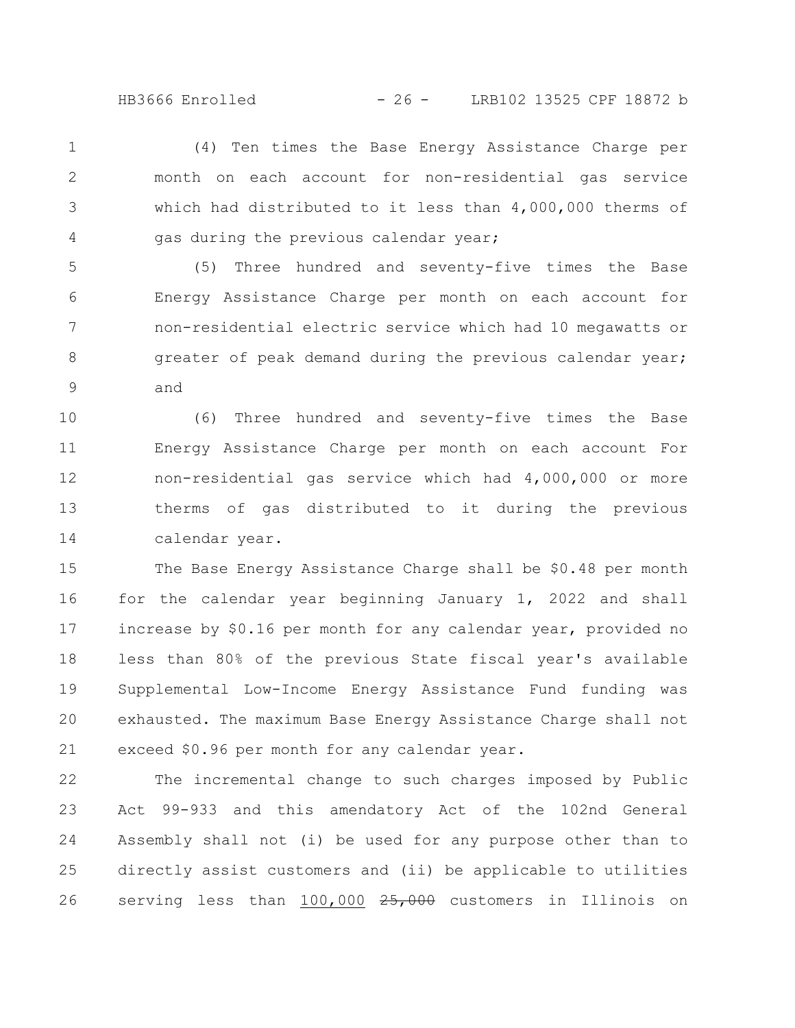(4) Ten times the Base Energy Assistance Charge per month on each account for non-residential gas service which had distributed to it less than 4,000,000 therms of gas during the previous calendar year;

(5) Three hundred and seventy-five times the Base Energy Assistance Charge per month on each account for non-residential electric service which had 10 megawatts or greater of peak demand during the previous calendar year; and

(6) Three hundred and seventy-five times the Base Energy Assistance Charge per month on each account For non-residential gas service which had 4,000,000 or more therms of gas distributed to it during the previous calendar year.

The Base Energy Assistance Charge shall be $0.48 per month for the calendar year beginning January 1, 2022 and shall increase by $0.16 per month for any calendar year, provided no less than 80% of the previous State fiscal year's available Supplemental Low-Income Energy Assistance Fund funding was exhausted. The maximum Base Energy Assistance Charge shall not exceed $0.96 per month for any calendar year.

The incremental change to such charges imposed by Public Act 99-933 and this amendatory Act of the 102nd General Assembly shall not (i) be used for any purpose other than to directly assist customers and (ii) be applicable to utilities serving less than <u>100,000</u> ~~25,000~~ customers in Illinois on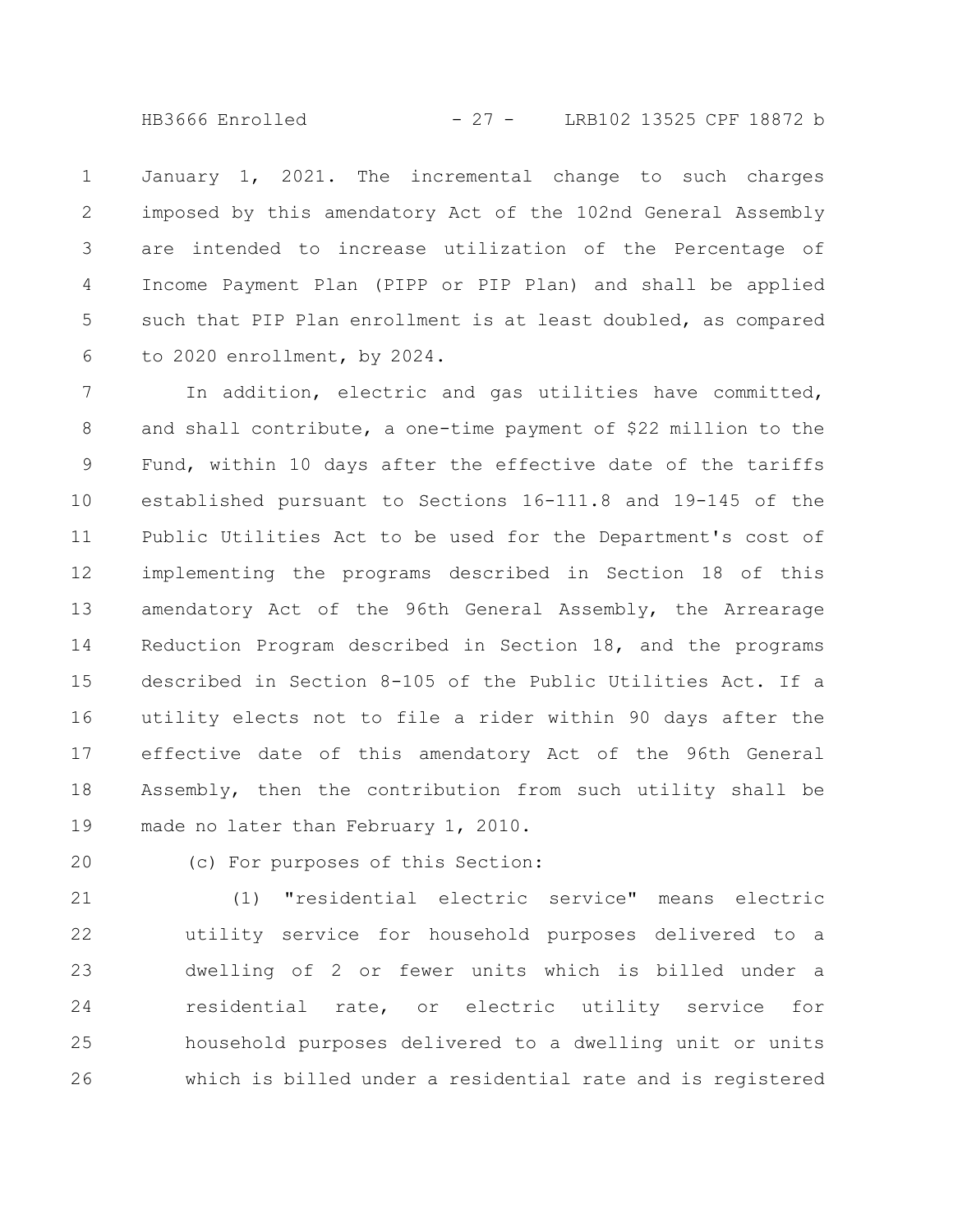January 1, 2021. The incremental change to such charges imposed by this amendatory Act of the 102nd General Assembly are intended to increase utilization of the Percentage of Income Payment Plan (PIPP or PIP Plan) and shall be applied such that PIP Plan enrollment is at least doubled, as compared to 2020 enrollment, by 2024.

In addition, electric and gas utilities have committed, and shall contribute, a one-time payment of $22 million to the Fund, within 10 days after the effective date of the tariffs established pursuant to Sections 16-111.8 and 19-145 of the Public Utilities Act to be used for the Department's cost of implementing the programs described in Section 18 of this amendatory Act of the 96th General Assembly, the Arrearage Reduction Program described in Section 18, and the programs described in Section 8-105 of the Public Utilities Act. If a utility elects not to file a rider within 90 days after the effective date of this amendatory Act of the 96th General Assembly, then the contribution from such utility shall be made no later than February 1, 2010.

(c) For purposes of this Section:

(1) "residential electric service" means electric utility service for household purposes delivered to a dwelling of 2 or fewer units which is billed under a residential rate, or electric utility service for household purposes delivered to a dwelling unit or units which is billed under a residential rate and is registered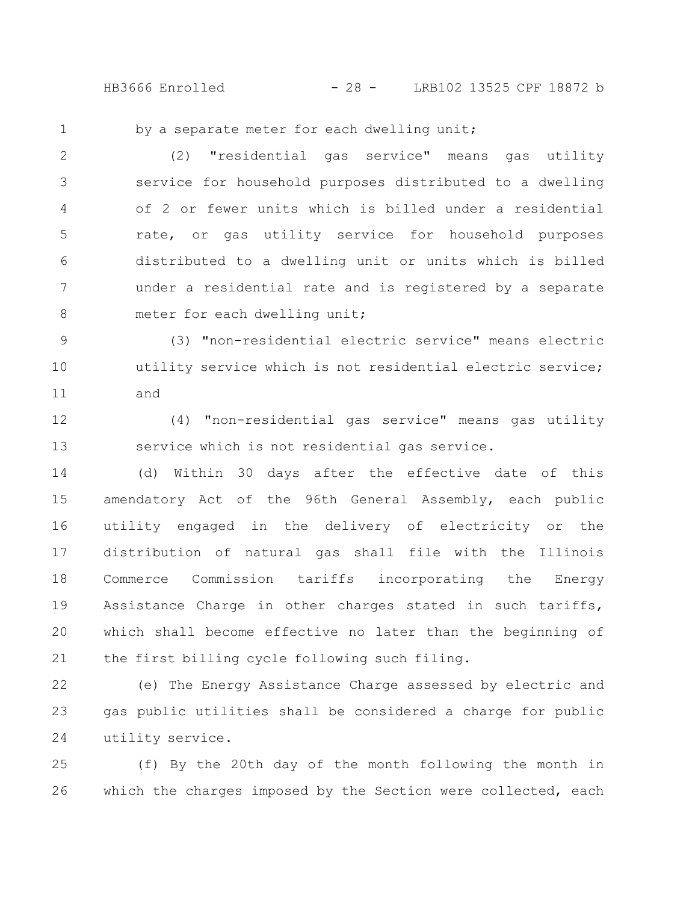by a separate meter for each dwelling unit;

(2) "residential gas service" means gas utility service for household purposes distributed to a dwelling of 2 or fewer units which is billed under a residential rate, or gas utility service for household purposes distributed to a dwelling unit or units which is billed under a residential rate and is registered by a separate meter for each dwelling unit;

(3) "non-residential electric service" means electric utility service which is not residential electric service; and

(4) "non-residential gas service" means gas utility service which is not residential gas service.

(d) Within 30 days after the effective date of this amendatory Act of the 96th General Assembly, each public utility engaged in the delivery of electricity or the distribution of natural gas shall file with the Illinois Commerce Commission tariffs incorporating the Energy Assistance Charge in other charges stated in such tariffs, which shall become effective no later than the beginning of the first billing cycle following such filing.

(e) The Energy Assistance Charge assessed by electric and gas public utilities shall be considered a charge for public utility service.

(f) By the 20th day of the month following the month in which the charges imposed by the Section were collected, each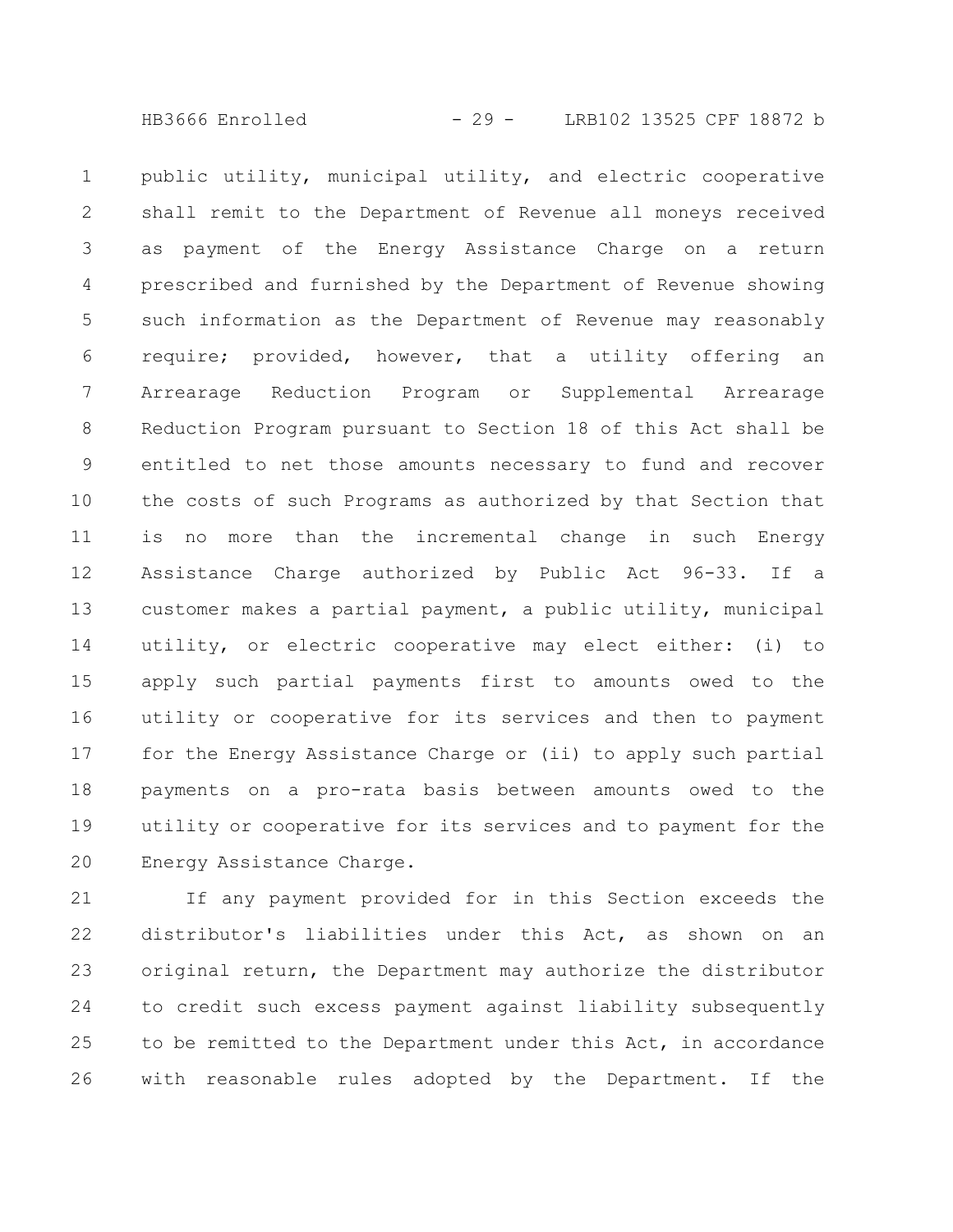public utility, municipal utility, and electric cooperative shall remit to the Department of Revenue all moneys received as payment of the Energy Assistance Charge on a return prescribed and furnished by the Department of Revenue showing such information as the Department of Revenue may reasonably require; provided, however, that a utility offering an Arrearage Reduction Program or Supplemental Arrearage Reduction Program pursuant to Section 18 of this Act shall be entitled to net those amounts necessary to fund and recover the costs of such Programs as authorized by that Section that is no more than the incremental change in such Energy Assistance Charge authorized by Public Act 96-33. If a customer makes a partial payment, a public utility, municipal utility, or electric cooperative may elect either: (i) to apply such partial payments first to amounts owed to the utility or cooperative for its services and then to payment for the Energy Assistance Charge or (ii) to apply such partial payments on a pro-rata basis between amounts owed to the utility or cooperative for its services and to payment for the Energy Assistance Charge.

If any payment provided for in this Section exceeds the distributor's liabilities under this Act, as shown on an original return, the Department may authorize the distributor to credit such excess payment against liability subsequently to be remitted to the Department under this Act, in accordance with reasonable rules adopted by the Department. If the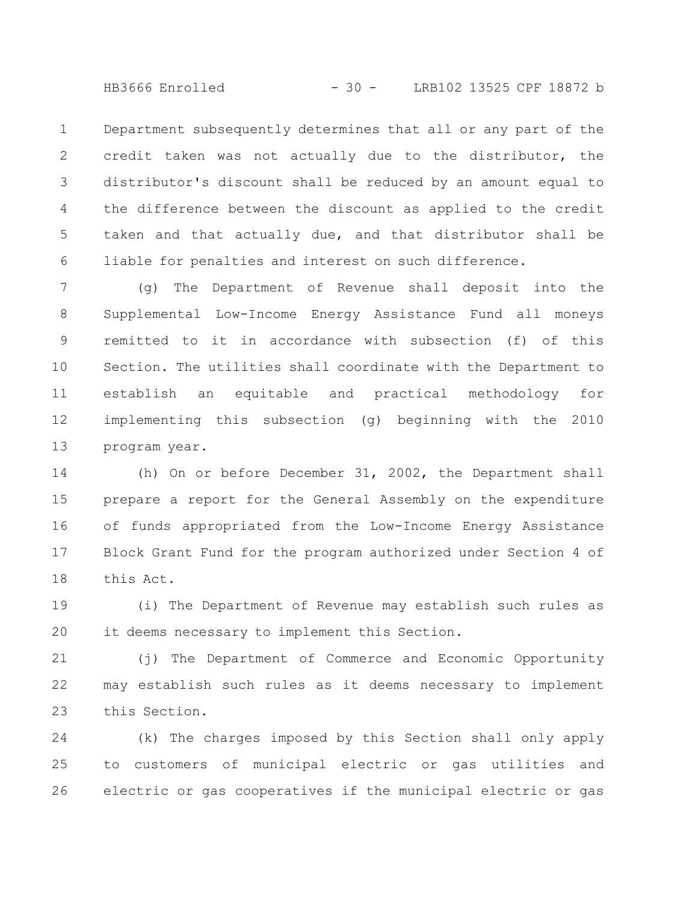Department subsequently determines that all or any part of the credit taken was not actually due to the distributor, the distributor's discount shall be reduced by an amount equal to the difference between the discount as applied to the credit taken and that actually due, and that distributor shall be liable for penalties and interest on such difference.

(g) The Department of Revenue shall deposit into the Supplemental Low-Income Energy Assistance Fund all moneys remitted to it in accordance with subsection (f) of this Section. The utilities shall coordinate with the Department to establish an equitable and practical methodology for implementing this subsection (g) beginning with the 2010 program year.

(h) On or before December 31, 2002, the Department shall prepare a report for the General Assembly on the expenditure of funds appropriated from the Low-Income Energy Assistance Block Grant Fund for the program authorized under Section 4 of this Act.

(i) The Department of Revenue may establish such rules as it deems necessary to implement this Section.

(j) The Department of Commerce and Economic Opportunity may establish such rules as it deems necessary to implement this Section.

(k) The charges imposed by this Section shall only apply to customers of municipal electric or gas utilities and electric or gas cooperatives if the municipal electric or gas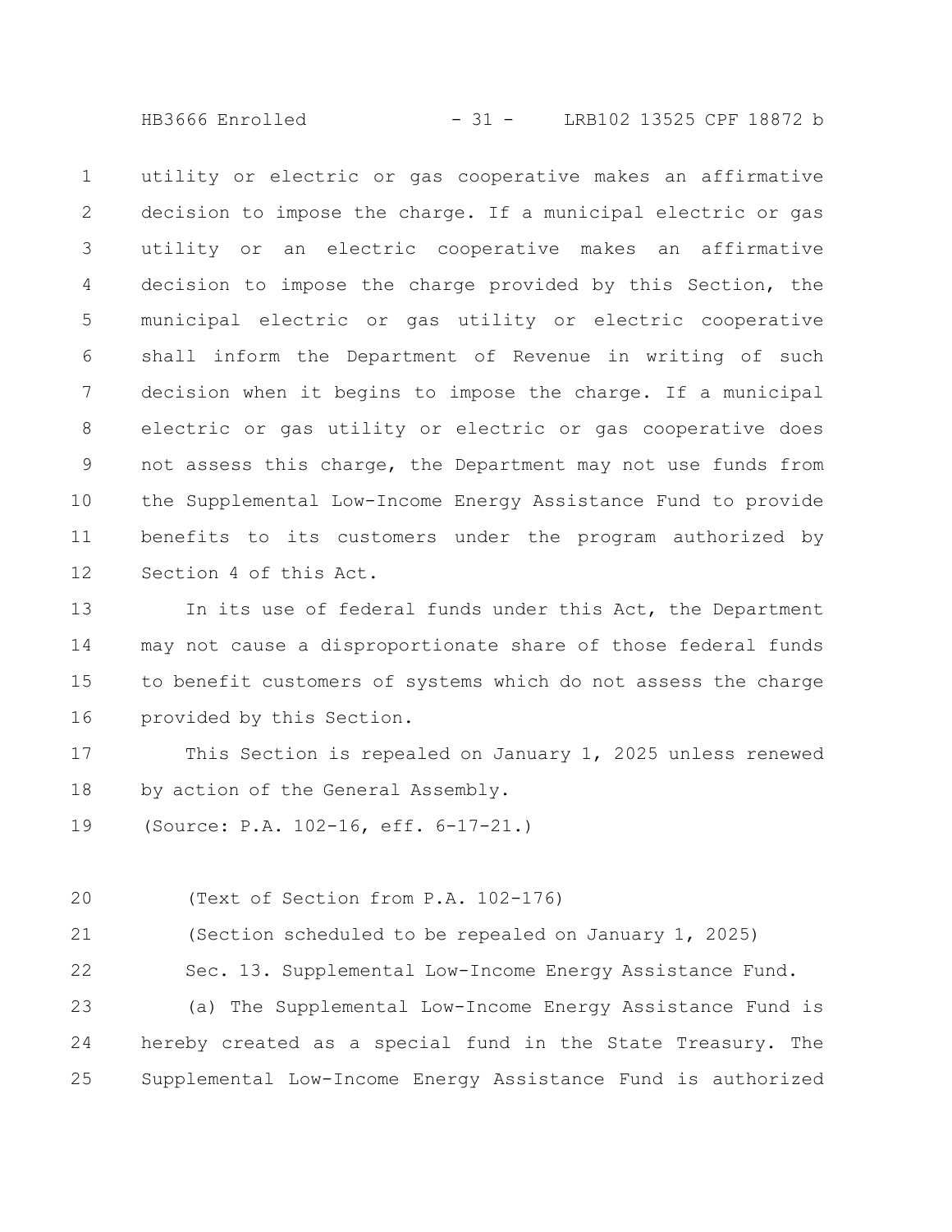utility or electric or gas cooperative makes an affirmative decision to impose the charge. If a municipal electric or gas utility or an electric cooperative makes an affirmative decision to impose the charge provided by this Section, the municipal electric or gas utility or electric cooperative shall inform the Department of Revenue in writing of such decision when it begins to impose the charge. If a municipal electric or gas utility or electric or gas cooperative does not assess this charge, the Department may not use funds from the Supplemental Low-Income Energy Assistance Fund to provide benefits to its customers under the program authorized by Section 4 of this Act.

In its use of federal funds under this Act, the Department may not cause a disproportionate share of those federal funds to benefit customers of systems which do not assess the charge provided by this Section.

This Section is repealed on January 1, 2025 unless renewed by action of the General Assembly.

(Source: P.A. 102-16, eff. 6-17-21.)

(Text of Section from P.A. 102-176)

(Section scheduled to be repealed on January 1, 2025)

Sec. 13. Supplemental Low-Income Energy Assistance Fund.

(a) The Supplemental Low-Income Energy Assistance Fund is hereby created as a special fund in the State Treasury. The Supplemental Low-Income Energy Assistance Fund is authorized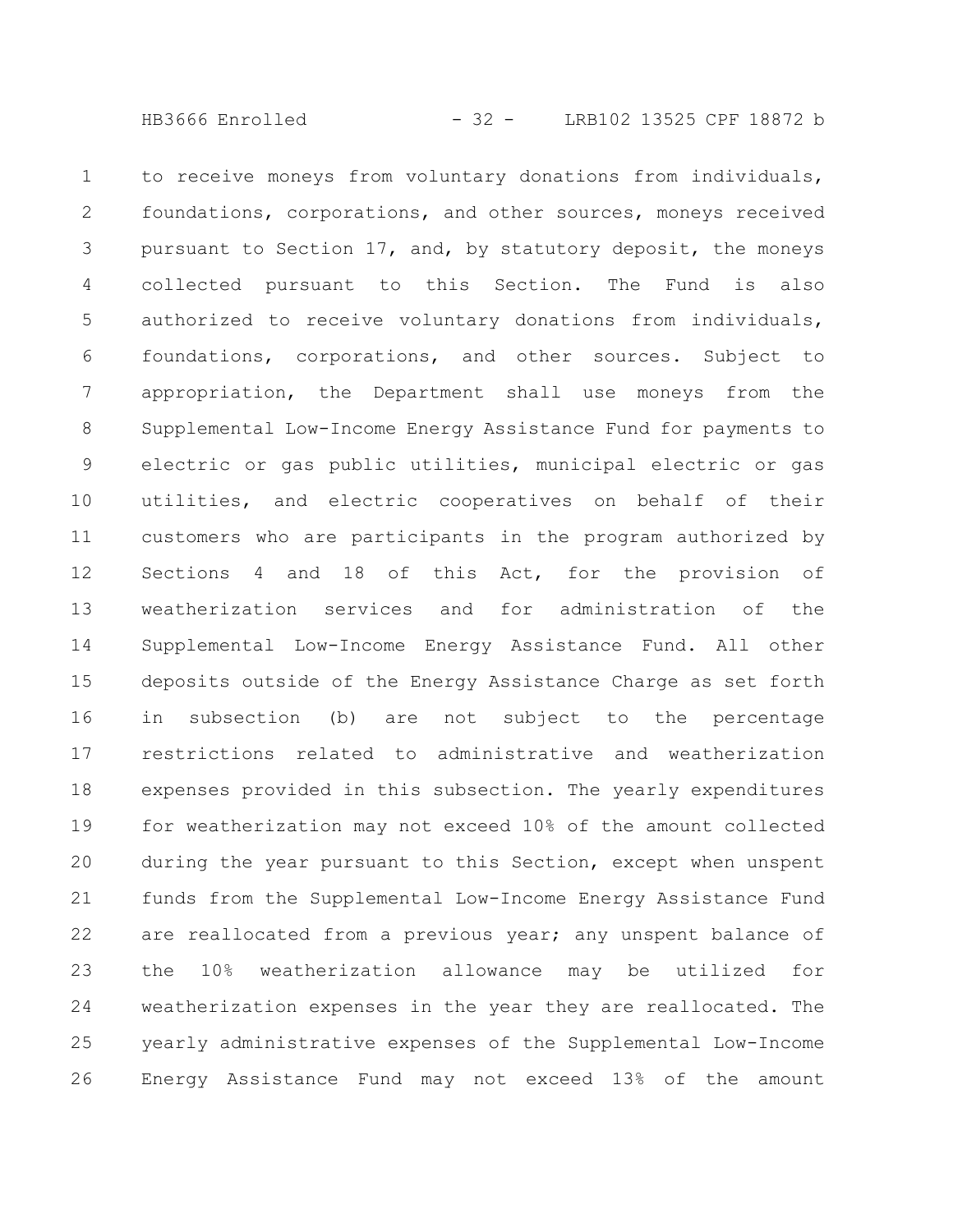to receive moneys from voluntary donations from individuals, foundations, corporations, and other sources, moneys received pursuant to Section 17, and, by statutory deposit, the moneys collected pursuant to this Section. The Fund is also authorized to receive voluntary donations from individuals, foundations, corporations, and other sources. Subject to appropriation, the Department shall use moneys from the Supplemental Low-Income Energy Assistance Fund for payments to electric or gas public utilities, municipal electric or gas utilities, and electric cooperatives on behalf of their customers who are participants in the program authorized by Sections 4 and 18 of this Act, for the provision of weatherization services and for administration of the Supplemental Low-Income Energy Assistance Fund. All other deposits outside of the Energy Assistance Charge as set forth in subsection (b) are not subject to the percentage restrictions related to administrative and weatherization expenses provided in this subsection. The yearly expenditures for weatherization may not exceed 10% of the amount collected during the year pursuant to this Section, except when unspent funds from the Supplemental Low-Income Energy Assistance Fund are reallocated from a previous year; any unspent balance of the 10% weatherization allowance may be utilized for weatherization expenses in the year they are reallocated. The yearly administrative expenses of the Supplemental Low-Income Energy Assistance Fund may not exceed 13% of the amount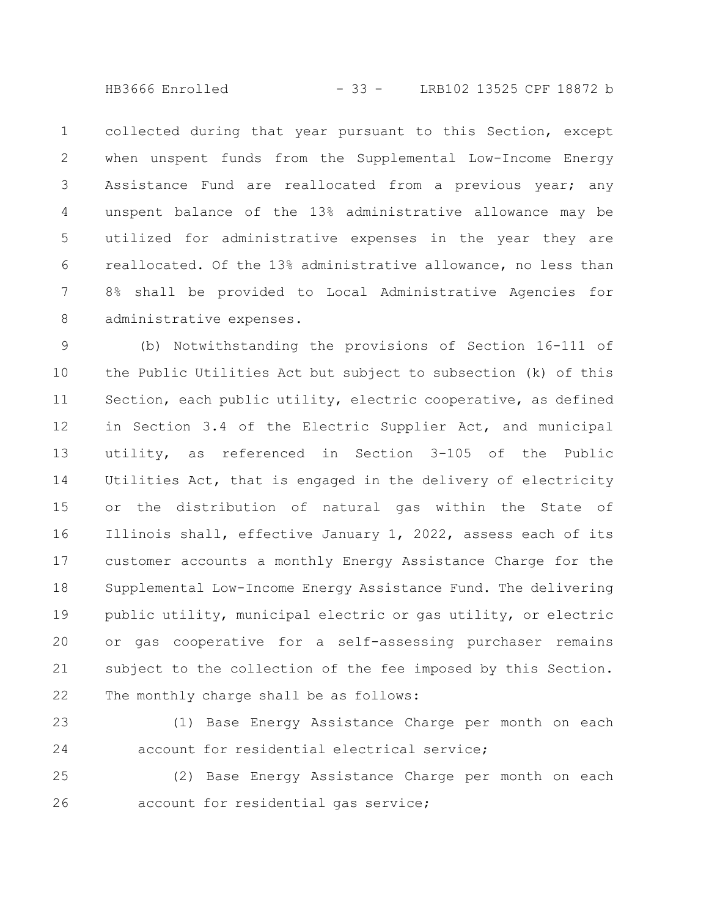collected during that year pursuant to this Section, except when unspent funds from the Supplemental Low-Income Energy Assistance Fund are reallocated from a previous year; any unspent balance of the 13% administrative allowance may be utilized for administrative expenses in the year they are reallocated. Of the 13% administrative allowance, no less than 8% shall be provided to Local Administrative Agencies for administrative expenses.

(b) Notwithstanding the provisions of Section 16-111 of the Public Utilities Act but subject to subsection (k) of this Section, each public utility, electric cooperative, as defined in Section 3.4 of the Electric Supplier Act, and municipal utility, as referenced in Section 3-105 of the Public Utilities Act, that is engaged in the delivery of electricity or the distribution of natural gas within the State of Illinois shall, effective January 1, 2022, assess each of its customer accounts a monthly Energy Assistance Charge for the Supplemental Low-Income Energy Assistance Fund. The delivering public utility, municipal electric or gas utility, or electric or gas cooperative for a self-assessing purchaser remains subject to the collection of the fee imposed by this Section. The monthly charge shall be as follows:

(1) Base Energy Assistance Charge per month on each account for residential electrical service;

(2) Base Energy Assistance Charge per month on each account for residential gas service;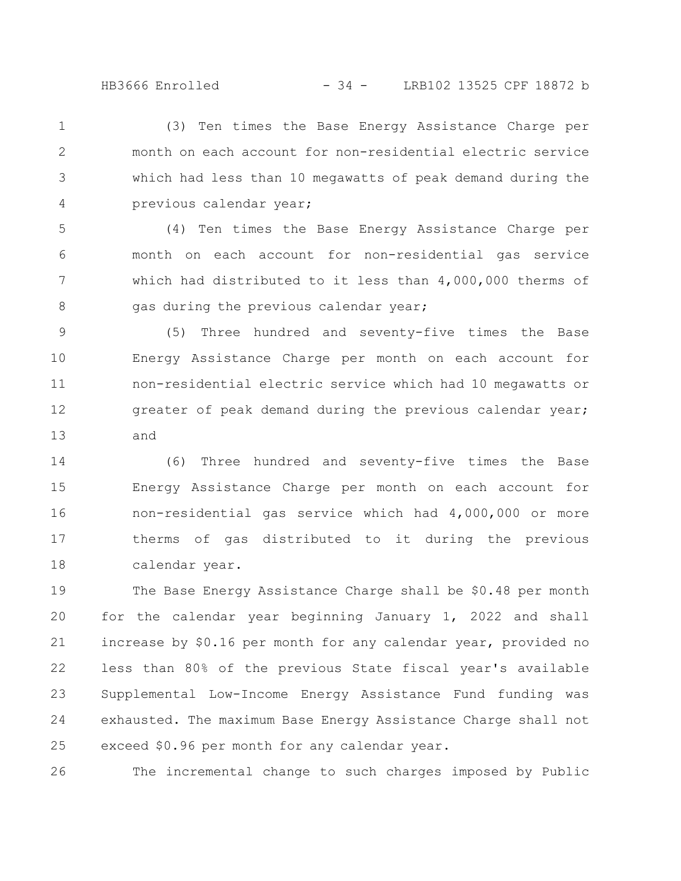(3) Ten times the Base Energy Assistance Charge per month on each account for non-residential electric service which had less than 10 megawatts of peak demand during the previous calendar year;

(4) Ten times the Base Energy Assistance Charge per month on each account for non-residential gas service which had distributed to it less than 4,000,000 therms of gas during the previous calendar year;

(5) Three hundred and seventy-five times the Base Energy Assistance Charge per month on each account for non-residential electric service which had 10 megawatts or greater of peak demand during the previous calendar year; and

(6) Three hundred and seventy-five times the Base Energy Assistance Charge per month on each account for non-residential gas service which had 4,000,000 or more therms of gas distributed to it during the previous calendar year.

The Base Energy Assistance Charge shall be $0.48 per month for the calendar year beginning January 1, 2022 and shall increase by $0.16 per month for any calendar year, provided no less than 80% of the previous State fiscal year's available Supplemental Low-Income Energy Assistance Fund funding was exhausted. The maximum Base Energy Assistance Charge shall not exceed $0.96 per month for any calendar year.

The incremental change to such charges imposed by Public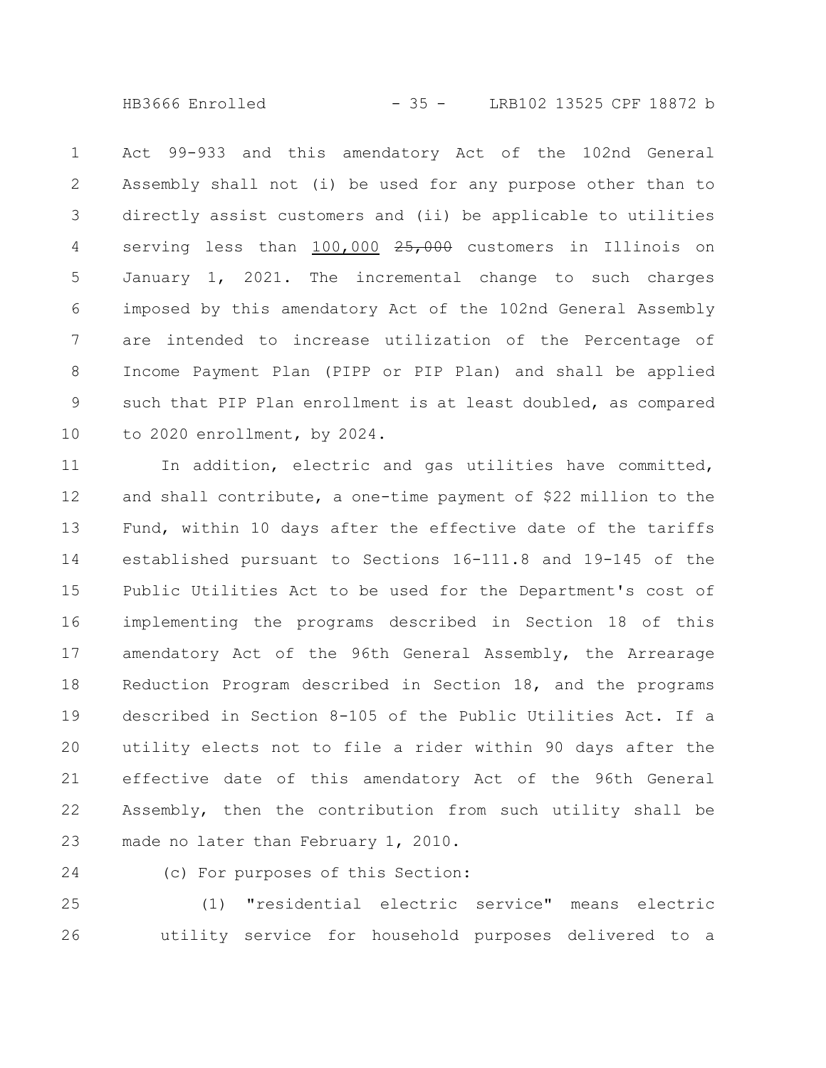Act 99-933 and this amendatory Act of the 102nd General Assembly shall not (i) be used for any purpose other than to directly assist customers and (ii) be applicable to utilities serving less than <u>100,000</u> ~~25,000~~ customers in Illinois on January 1, 2021. The incremental change to such charges imposed by this amendatory Act of the 102nd General Assembly are intended to increase utilization of the Percentage of Income Payment Plan (PIPP or PIP Plan) and shall be applied such that PIP Plan enrollment is at least doubled, as compared to 2020 enrollment, by 2024.

In addition, electric and gas utilities have committed, and shall contribute, a one-time payment of $22 million to the Fund, within 10 days after the effective date of the tariffs established pursuant to Sections 16-111.8 and 19-145 of the Public Utilities Act to be used for the Department's cost of implementing the programs described in Section 18 of this amendatory Act of the 96th General Assembly, the Arrearage Reduction Program described in Section 18, and the programs described in Section 8-105 of the Public Utilities Act. If a utility elects not to file a rider within 90 days after the effective date of this amendatory Act of the 96th General Assembly, then the contribution from such utility shall be made no later than February 1, 2010.

(c) For purposes of this Section:

(1) "residential electric service" means electric utility service for household purposes delivered to a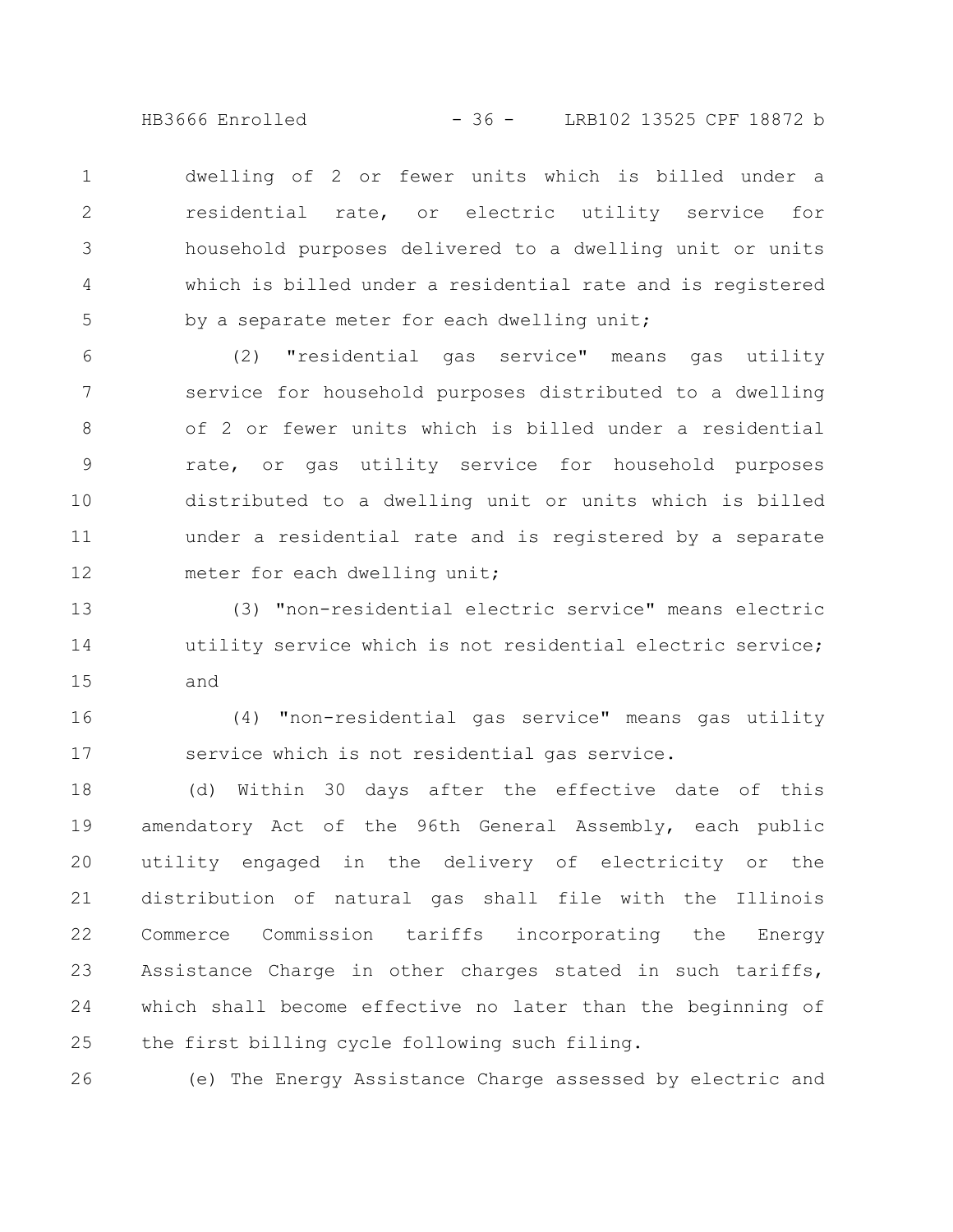dwelling of 2 or fewer units which is billed under a residential rate, or electric utility service for household purposes delivered to a dwelling unit or units which is billed under a residential rate and is registered by a separate meter for each dwelling unit;

(2) "residential gas service" means gas utility service for household purposes distributed to a dwelling of 2 or fewer units which is billed under a residential rate, or gas utility service for household purposes distributed to a dwelling unit or units which is billed under a residential rate and is registered by a separate meter for each dwelling unit;

(3) "non-residential electric service" means electric utility service which is not residential electric service; and

(4) "non-residential gas service" means gas utility service which is not residential gas service.

(d) Within 30 days after the effective date of this amendatory Act of the 96th General Assembly, each public utility engaged in the delivery of electricity or the distribution of natural gas shall file with the Illinois Commerce Commission tariffs incorporating the Energy Assistance Charge in other charges stated in such tariffs, which shall become effective no later than the beginning of the first billing cycle following such filing.

(e) The Energy Assistance Charge assessed by electric and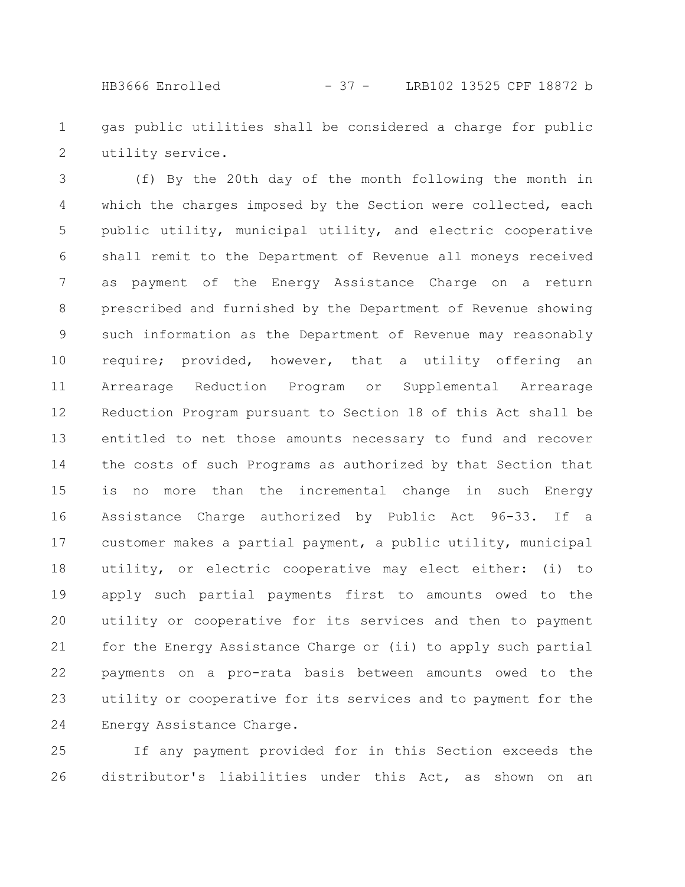gas public utilities shall be considered a charge for public utility service.

(f) By the 20th day of the month following the month in which the charges imposed by the Section were collected, each public utility, municipal utility, and electric cooperative shall remit to the Department of Revenue all moneys received as payment of the Energy Assistance Charge on a return prescribed and furnished by the Department of Revenue showing such information as the Department of Revenue may reasonably require; provided, however, that a utility offering an Arrearage Reduction Program or Supplemental Arrearage Reduction Program pursuant to Section 18 of this Act shall be entitled to net those amounts necessary to fund and recover the costs of such Programs as authorized by that Section that is no more than the incremental change in such Energy Assistance Charge authorized by Public Act 96-33. If a customer makes a partial payment, a public utility, municipal utility, or electric cooperative may elect either: (i) to apply such partial payments first to amounts owed to the utility or cooperative for its services and then to payment for the Energy Assistance Charge or (ii) to apply such partial payments on a pro-rata basis between amounts owed to the utility or cooperative for its services and to payment for the Energy Assistance Charge.

If any payment provided for in this Section exceeds the distributor's liabilities under this Act, as shown on an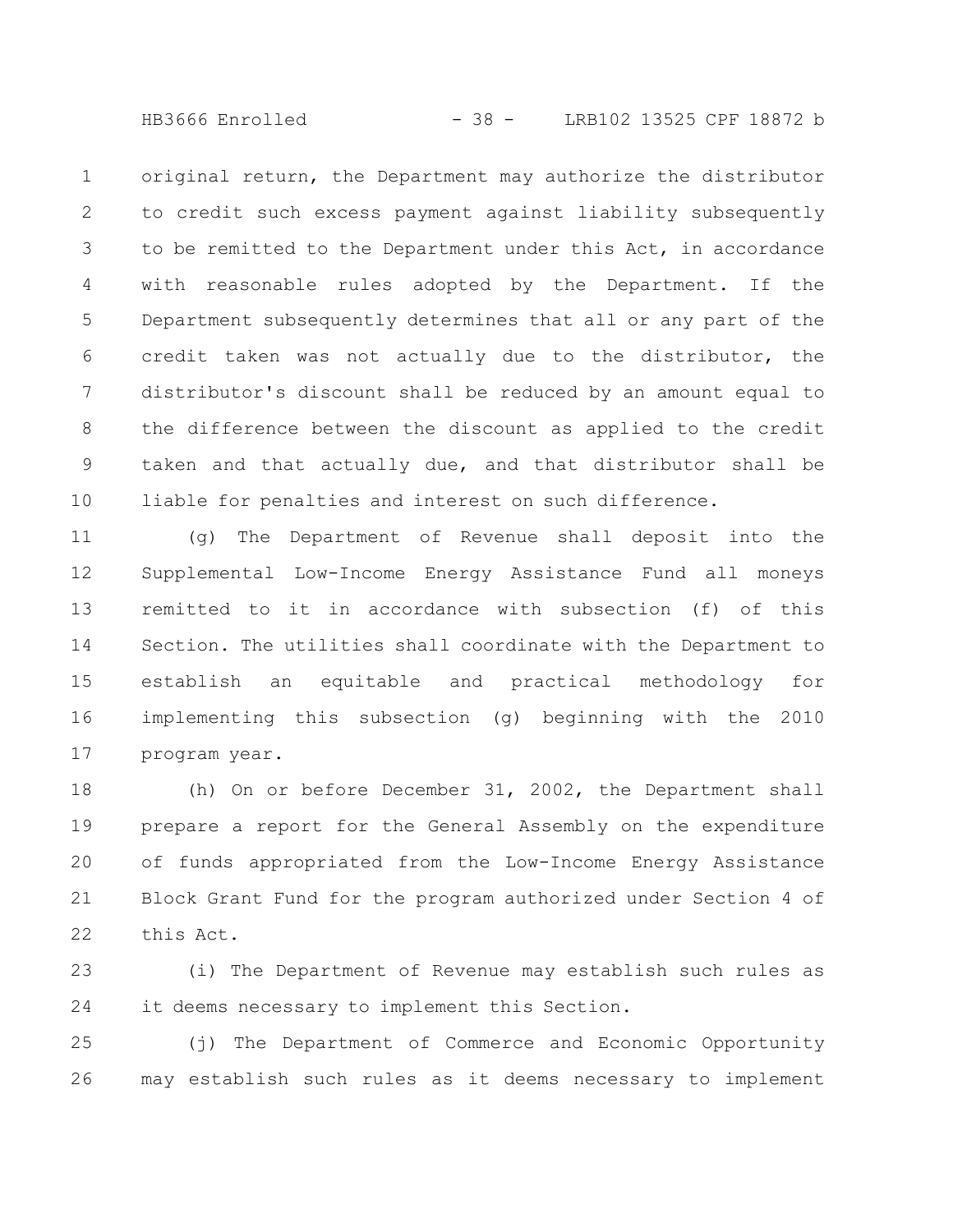original return, the Department may authorize the distributor to credit such excess payment against liability subsequently to be remitted to the Department under this Act, in accordance with reasonable rules adopted by the Department. If the Department subsequently determines that all or any part of the credit taken was not actually due to the distributor, the distributor's discount shall be reduced by an amount equal to the difference between the discount as applied to the credit taken and that actually due, and that distributor shall be liable for penalties and interest on such difference.

(g) The Department of Revenue shall deposit into the Supplemental Low-Income Energy Assistance Fund all moneys remitted to it in accordance with subsection (f) of this Section. The utilities shall coordinate with the Department to establish an equitable and practical methodology for implementing this subsection (g) beginning with the 2010 program year.

(h) On or before December 31, 2002, the Department shall prepare a report for the General Assembly on the expenditure of funds appropriated from the Low-Income Energy Assistance Block Grant Fund for the program authorized under Section 4 of this Act.

(i) The Department of Revenue may establish such rules as it deems necessary to implement this Section.

(j) The Department of Commerce and Economic Opportunity may establish such rules as it deems necessary to implement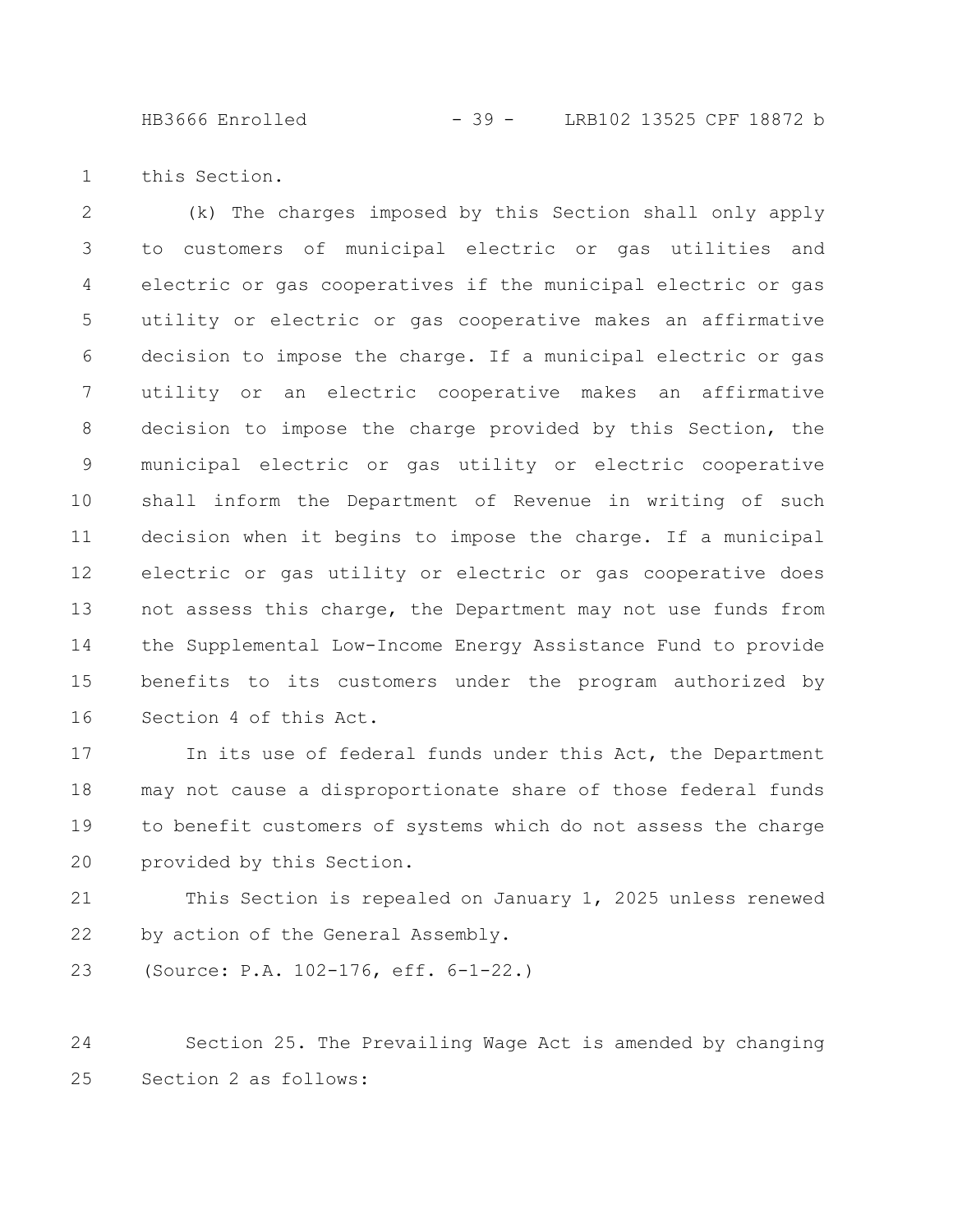this Section.

(k) The charges imposed by this Section shall only apply to customers of municipal electric or gas utilities and electric or gas cooperatives if the municipal electric or gas utility or electric or gas cooperative makes an affirmative decision to impose the charge. If a municipal electric or gas utility or an electric cooperative makes an affirmative decision to impose the charge provided by this Section, the municipal electric or gas utility or electric cooperative shall inform the Department of Revenue in writing of such decision when it begins to impose the charge. If a municipal electric or gas utility or electric or gas cooperative does not assess this charge, the Department may not use funds from the Supplemental Low-Income Energy Assistance Fund to provide benefits to its customers under the program authorized by Section 4 of this Act.

In its use of federal funds under this Act, the Department may not cause a disproportionate share of those federal funds to benefit customers of systems which do not assess the charge provided by this Section.

This Section is repealed on January 1, 2025 unless renewed by action of the General Assembly.

(Source: P.A. 102-176, eff. 6-1-22.)

Section 25. The Prevailing Wage Act is amended by changing Section 2 as follows: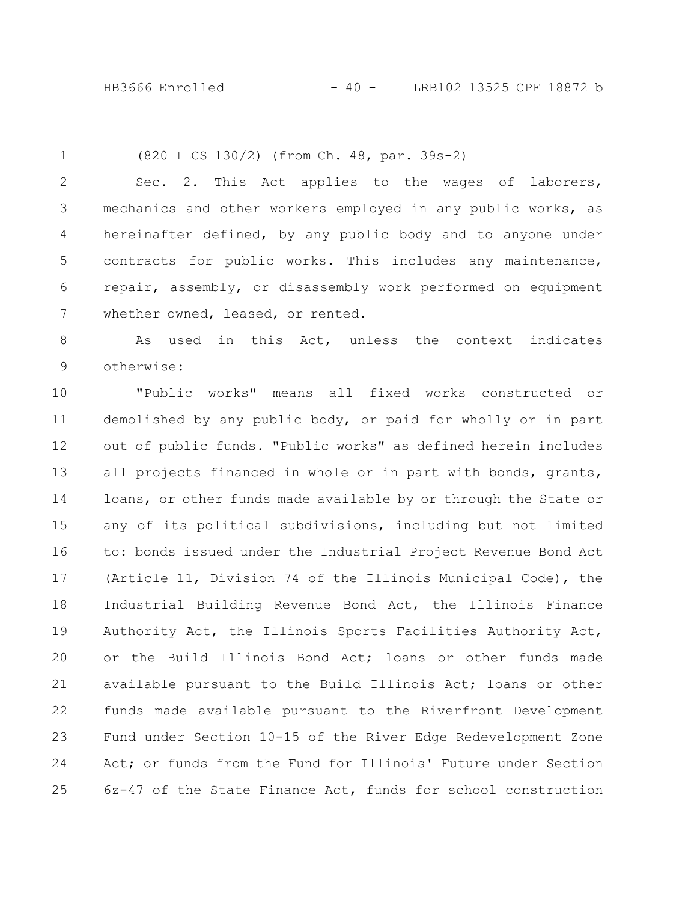(820 ILCS 130/2) (from Ch. 48, par. 39s-2)

Sec. 2. This Act applies to the wages of laborers, mechanics and other workers employed in any public works, as hereinafter defined, by any public body and to anyone under contracts for public works. This includes any maintenance, repair, assembly, or disassembly work performed on equipment whether owned, leased, or rented.

As used in this Act, unless the context indicates otherwise:

"Public works" means all fixed works constructed or demolished by any public body, or paid for wholly or in part out of public funds. "Public works" as defined herein includes all projects financed in whole or in part with bonds, grants, loans, or other funds made available by or through the State or any of its political subdivisions, including but not limited to: bonds issued under the Industrial Project Revenue Bond Act (Article 11, Division 74 of the Illinois Municipal Code), the Industrial Building Revenue Bond Act, the Illinois Finance Authority Act, the Illinois Sports Facilities Authority Act, or the Build Illinois Bond Act; loans or other funds made available pursuant to the Build Illinois Act; loans or other funds made available pursuant to the Riverfront Development Fund under Section 10-15 of the River Edge Redevelopment Zone Act; or funds from the Fund for Illinois' Future under Section 6z-47 of the State Finance Act, funds for school construction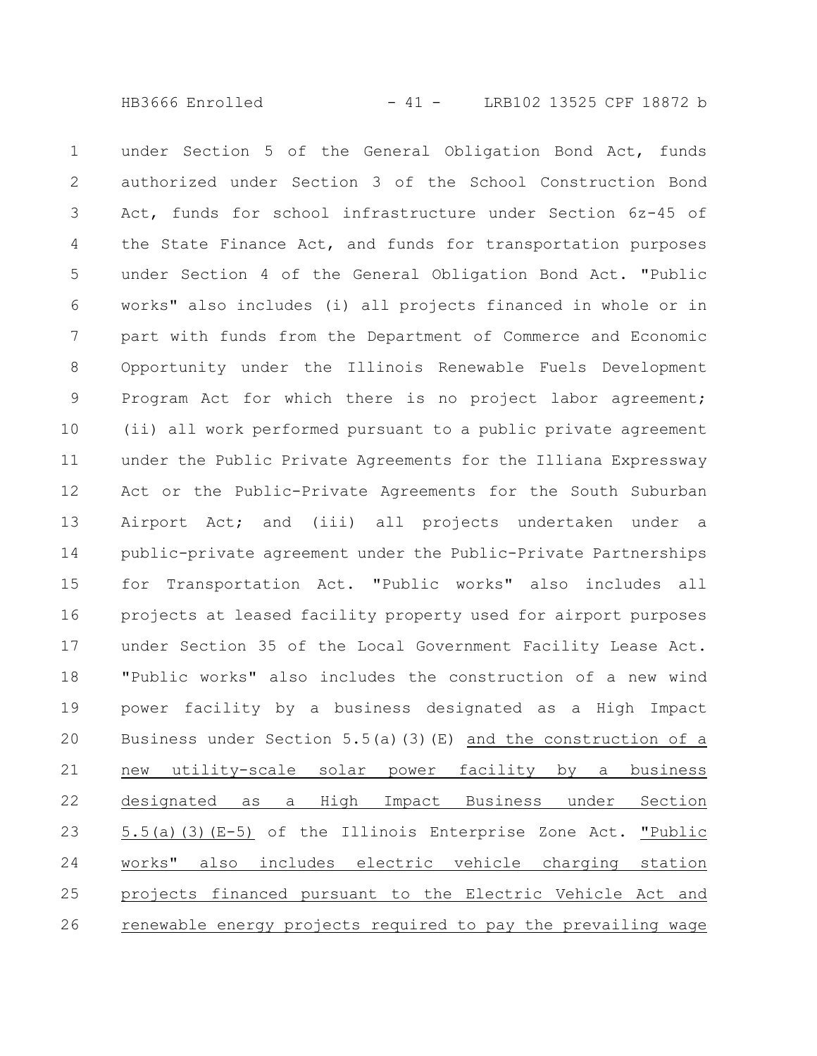under Section 5 of the General Obligation Bond Act, funds authorized under Section 3 of the School Construction Bond Act, funds for school infrastructure under Section 6z-45 of the State Finance Act, and funds for transportation purposes under Section 4 of the General Obligation Bond Act. "Public works" also includes (i) all projects financed in whole or in part with funds from the Department of Commerce and Economic Opportunity under the Illinois Renewable Fuels Development Program Act for which there is no project labor agreement; (ii) all work performed pursuant to a public private agreement under the Public Private Agreements for the Illiana Expressway Act or the Public-Private Agreements for the South Suburban Airport Act; and (iii) all projects undertaken under a public-private agreement under the Public-Private Partnerships for Transportation Act. "Public works" also includes all projects at leased facility property used for airport purposes under Section 35 of the Local Government Facility Lease Act. "Public works" also includes the construction of a new wind power facility by a business designated as a High Impact Business under Section 5.5(a)(3)(E) <u>and the construction of a new utility-scale solar power facility by a business designated as a High Impact Business under Section 5.5(a)(3)(E-5)</u> of the Illinois Enterprise Zone Act. <u>"Public works" also includes electric vehicle charging station projects financed pursuant to the Electric Vehicle Act and renewable energy projects required to pay the prevailing wage</u>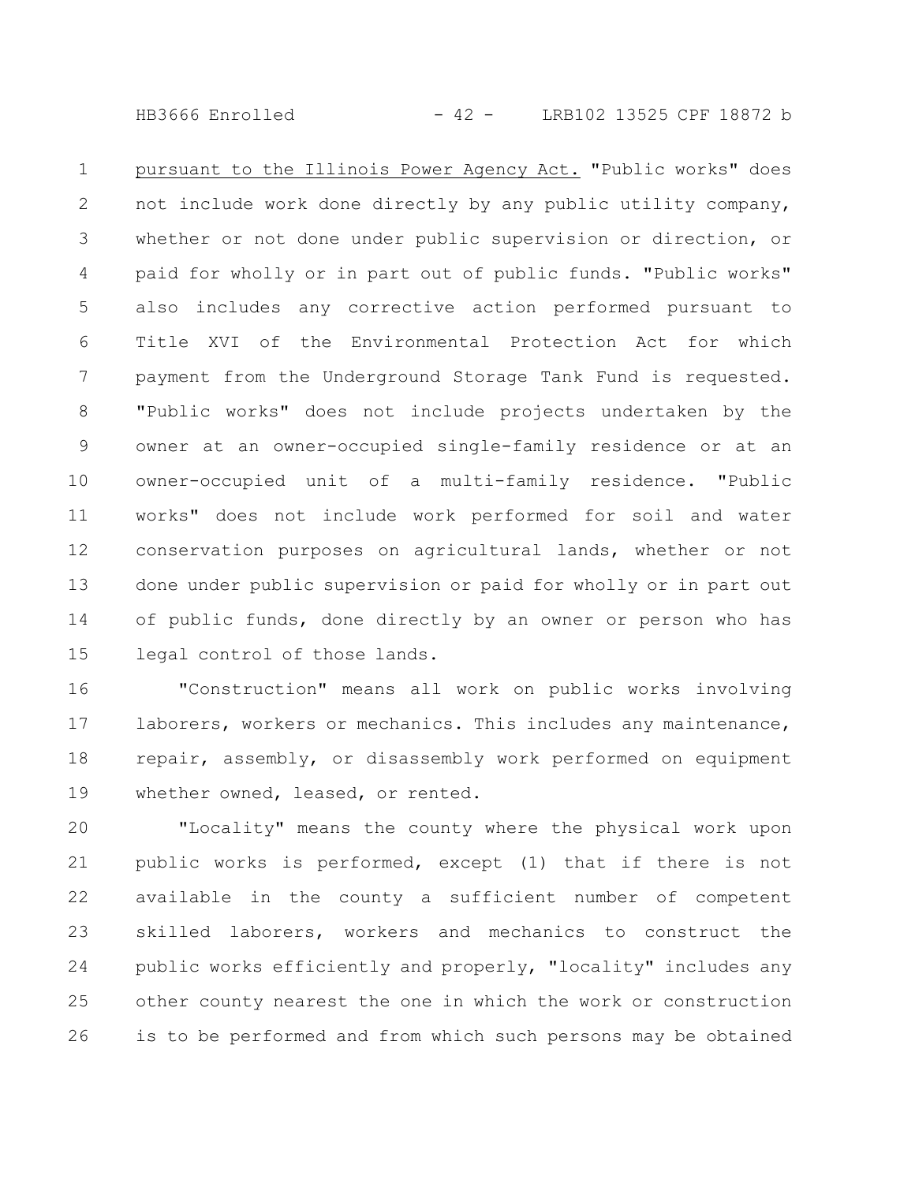pursuant to the Illinois Power Agency Act. "Public works" does not include work done directly by any public utility company, whether or not done under public supervision or direction, or paid for wholly or in part out of public funds. "Public works" also includes any corrective action performed pursuant to Title XVI of the Environmental Protection Act for which payment from the Underground Storage Tank Fund is requested. "Public works" does not include projects undertaken by the owner at an owner-occupied single-family residence or at an owner-occupied unit of a multi-family residence. "Public works" does not include work performed for soil and water conservation purposes on agricultural lands, whether or not done under public supervision or paid for wholly or in part out of public funds, done directly by an owner or person who has legal control of those lands.

"Construction" means all work on public works involving laborers, workers or mechanics. This includes any maintenance, repair, assembly, or disassembly work performed on equipment whether owned, leased, or rented.

"Locality" means the county where the physical work upon public works is performed, except (1) that if there is not available in the county a sufficient number of competent skilled laborers, workers and mechanics to construct the public works efficiently and properly, "locality" includes any other county nearest the one in which the work or construction is to be performed and from which such persons may be obtained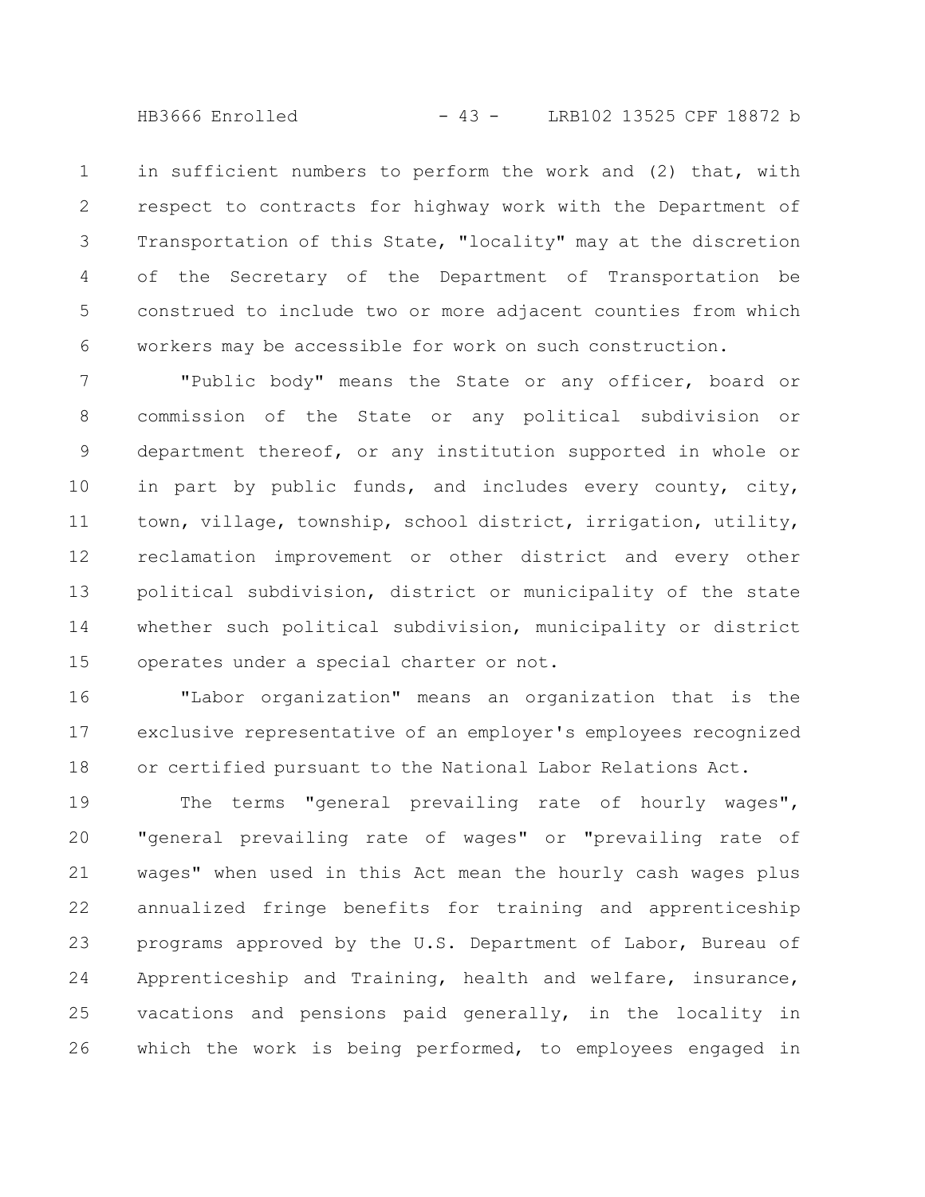in sufficient numbers to perform the work and (2) that, with respect to contracts for highway work with the Department of Transportation of this State, "locality" may at the discretion of the Secretary of the Department of Transportation be construed to include two or more adjacent counties from which workers may be accessible for work on such construction.

"Public body" means the State or any officer, board or commission of the State or any political subdivision or department thereof, or any institution supported in whole or in part by public funds, and includes every county, city, town, village, township, school district, irrigation, utility, reclamation improvement or other district and every other political subdivision, district or municipality of the state whether such political subdivision, municipality or district operates under a special charter or not.

"Labor organization" means an organization that is the exclusive representative of an employer's employees recognized or certified pursuant to the National Labor Relations Act.

The terms "general prevailing rate of hourly wages", "general prevailing rate of wages" or "prevailing rate of wages" when used in this Act mean the hourly cash wages plus annualized fringe benefits for training and apprenticeship programs approved by the U.S. Department of Labor, Bureau of Apprenticeship and Training, health and welfare, insurance, vacations and pensions paid generally, in the locality in which the work is being performed, to employees engaged in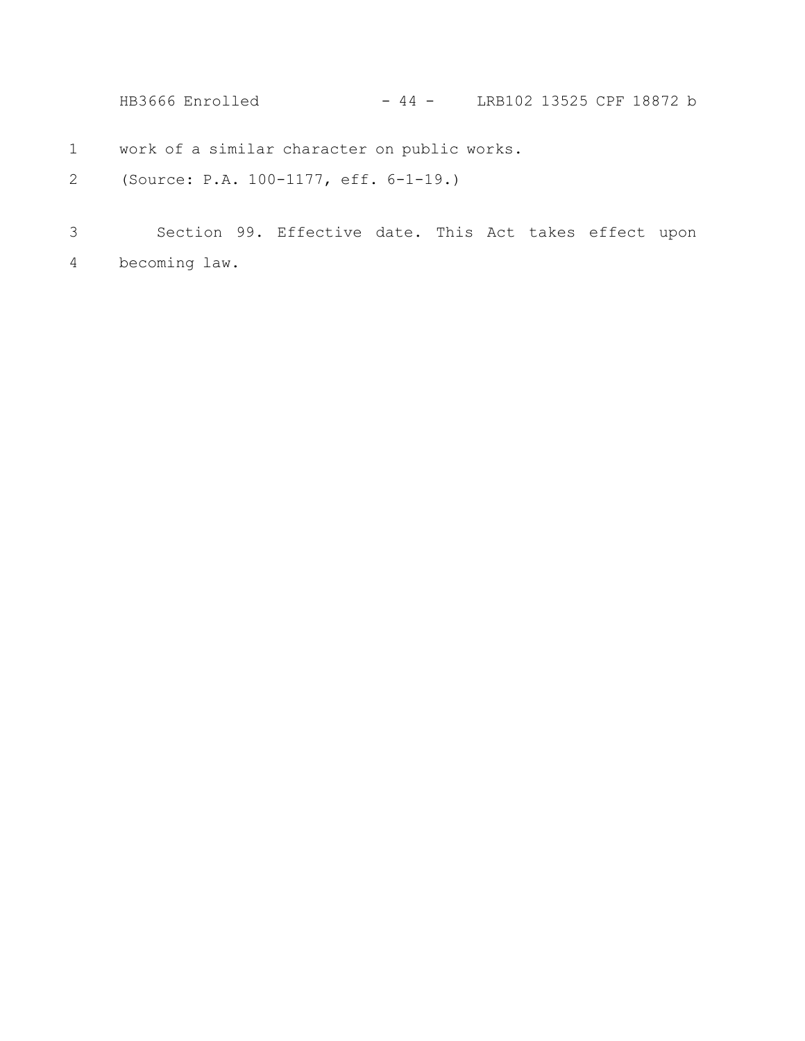work of a similar character on public works.

(Source: P.A. 100-1177, eff. 6-1-19.)

Section 99. Effective date. This Act takes effect upon becoming law.